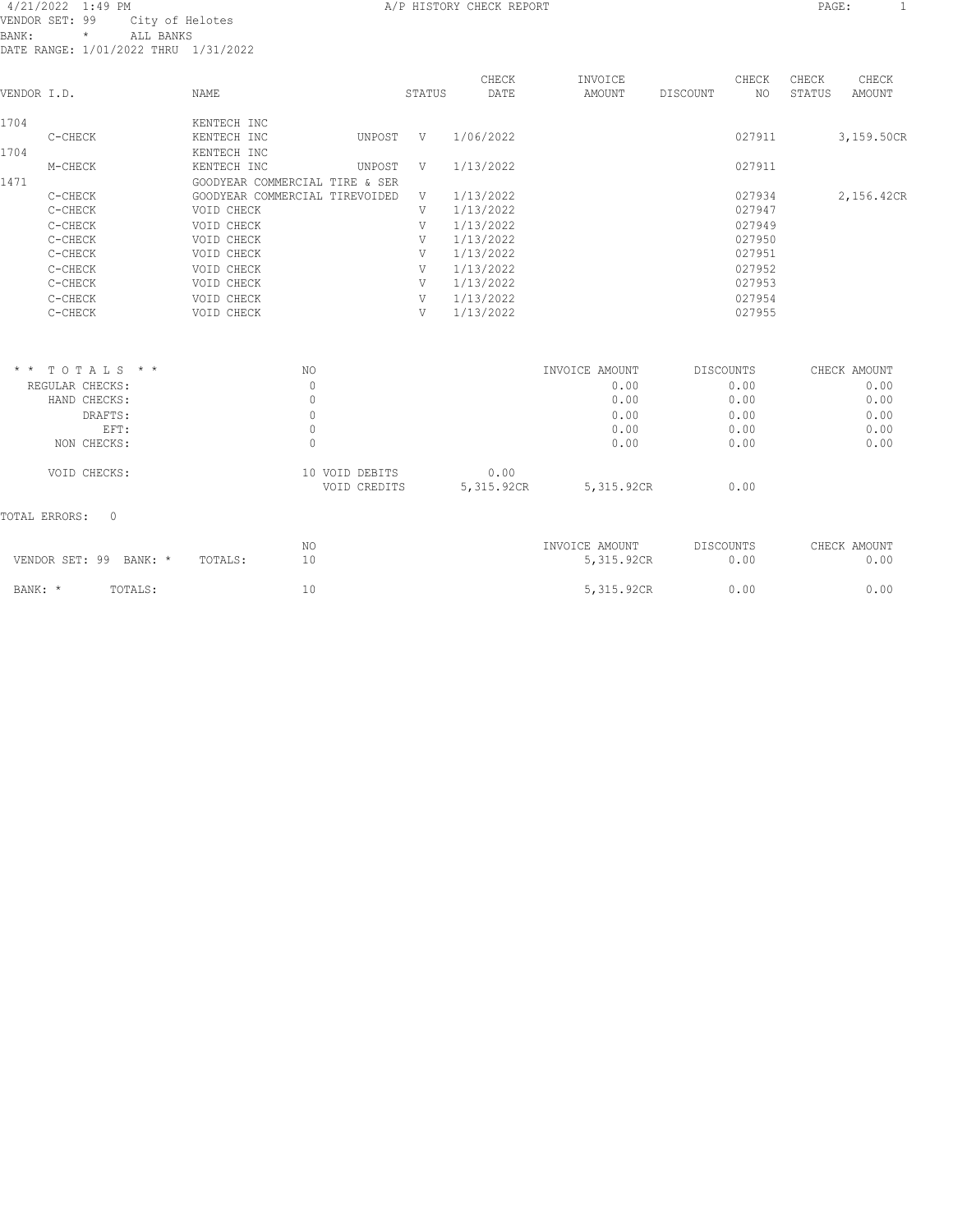4/21/2022 1:49 PM

# A/P HISTORY CHECK REPORT

VENDOR SET: 99 City of Helotes
BANK: * ALL BANKS
DATE RANGE: 1/01/2022 THRU 1/31/2022

| VENDOR I.D. | NAME | | STATUS | CHECK DATE | INVOICE AMOUNT | DISCOUNT | CHECK NO | CHECK STATUS | CHECK AMOUNT |
|---|---|---|---|---|---|---|---|---|---|
| 1704 | KENTECH INC | | | | | | | | |
| C-CHECK | KENTECH INC | UNPOST | V | 1/06/2022 | | | 027911 | | 3,159.50CR |
| 1704 | KENTECH INC | | | | | | | | |
| M-CHECK | KENTECH INC | UNPOST | V | 1/13/2022 | | | 027911 | | |
| 1471 | GOODYEAR COMMERCIAL TIRE & SER | | | | | | | | |
| C-CHECK | GOODYEAR COMMERCIAL TIRE | VOIDED | V | 1/13/2022 | | | 027934 | | 2,156.42CR |
| C-CHECK | VOID CHECK | | V | 1/13/2022 | | | 027947 | | |
| C-CHECK | VOID CHECK | | V | 1/13/2022 | | | 027949 | | |
| C-CHECK | VOID CHECK | | V | 1/13/2022 | | | 027950 | | |
| C-CHECK | VOID CHECK | | V | 1/13/2022 | | | 027951 | | |
| C-CHECK | VOID CHECK | | V | 1/13/2022 | | | 027952 | | |
| C-CHECK | VOID CHECK | | V | 1/13/2022 | | | 027953 | | |
| C-CHECK | VOID CHECK | | V | 1/13/2022 | | | 027954 | | |
| C-CHECK | VOID CHECK | | V | 1/13/2022 | | | 027955 | | |

| * * T O T A L S * * | NO | | | INVOICE AMOUNT | DISCOUNTS | CHECK AMOUNT |
|---|---|---|---|---|---|---|
| REGULAR CHECKS: | 0 | | | 0.00 | 0.00 | 0.00 |
| HAND CHECKS: | 0 | | | 0.00 | 0.00 | 0.00 |
| DRAFTS: | 0 | | | 0.00 | 0.00 | 0.00 |
| EFT: | 0 | | | 0.00 | 0.00 | 0.00 |
| NON CHECKS: | 0 | | | 0.00 | 0.00 | 0.00 |
| VOID CHECKS: | 10 | VOID DEBITS | 0.00 | | | |
| | | VOID CREDITS | 5,315.92CR | 5,315.92CR | 0.00 | |

TOTAL ERRORS: 0

| | | NO | INVOICE AMOUNT | DISCOUNTS | CHECK AMOUNT |
|---|---|---|---|---|---|
| VENDOR SET: 99 BANK: * | TOTALS: | 10 | 5,315.92CR | 0.00 | 0.00 |
| BANK: * | TOTALS: | 10 | 5,315.92CR | 0.00 | 0.00 |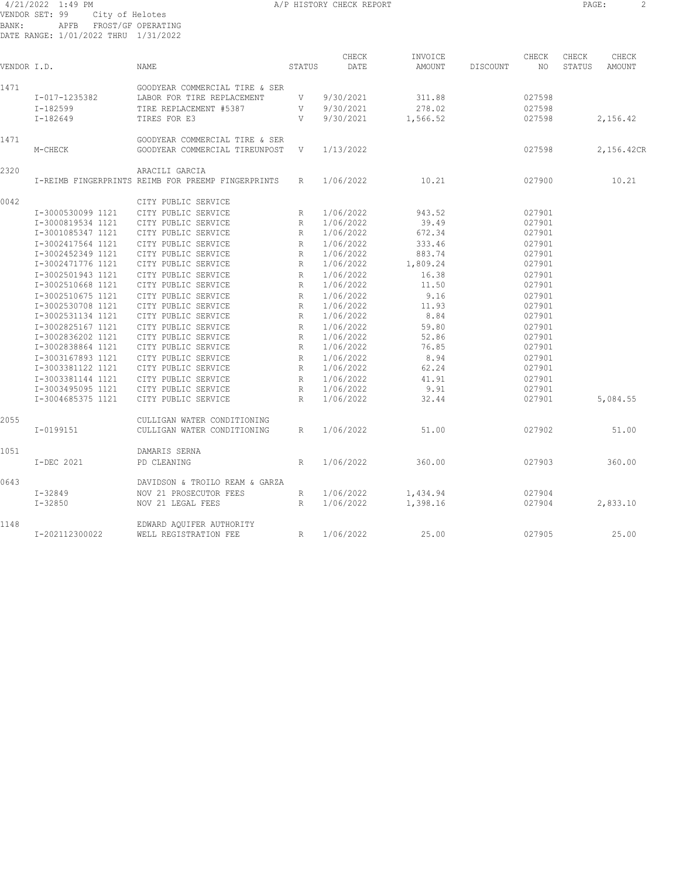4/21/2022 1:49 PM A/P HISTORY CHECK REPORT
VENDOR SET: 99 City of Helotes
BANK: APFB FROST/GF OPERATING
DATE RANGE: 1/01/2022 THRU 1/31/2022

| VENDOR I.D. | | NAME | STATUS | CHECK DATE | INVOICE AMOUNT | DISCOUNT | CHECK NO | CHECK STATUS | CHECK AMOUNT |
|---|---|---|---|---|---|---|---|---|---|
| 1471 | | GOODYEAR COMMERCIAL TIRE & SER | | | | | | | |
| | I-017-1235382 | LABOR FOR TIRE REPLACEMENT | V | 9/30/2021 | 311.88 | | 027598 | | |
| | I-182599 | TIRE REPLACEMENT #5387 | V | 9/30/2021 | 278.02 | | 027598 | | |
| | I-182649 | TIRES FOR E3 | V | 9/30/2021 | 1,566.52 | | 027598 | | 2,156.42 |
| 1471 | | GOODYEAR COMMERCIAL TIRE & SER | | | | | | | |
| | M-CHECK | GOODYEAR COMMERCIAL TIREUNPOST | V | 1/13/2022 | | | 027598 | | 2,156.42CR |
| 2320 | | ARACILI GARCIA | | | | | | | |
| | I-REIMB FINGERPRINTS | REIMB FOR PREEMP FINGERPRINTS | R | 1/06/2022 | 10.21 | | 027900 | | 10.21 |
| 0042 | | CITY PUBLIC SERVICE | | | | | | | |
| | I-3000530099 1121 | CITY PUBLIC SERVICE | R | 1/06/2022 | 943.52 | | 027901 | | |
| | I-3000819534 1121 | CITY PUBLIC SERVICE | R | 1/06/2022 | 39.49 | | 027901 | | |
| | I-3001085347 1121 | CITY PUBLIC SERVICE | R | 1/06/2022 | 672.34 | | 027901 | | |
| | I-3002417564 1121 | CITY PUBLIC SERVICE | R | 1/06/2022 | 333.46 | | 027901 | | |
| | I-3002452349 1121 | CITY PUBLIC SERVICE | R | 1/06/2022 | 883.74 | | 027901 | | |
| | I-3002471776 1121 | CITY PUBLIC SERVICE | R | 1/06/2022 | 1,809.24 | | 027901 | | |
| | I-3002501943 1121 | CITY PUBLIC SERVICE | R | 1/06/2022 | 16.38 | | 027901 | | |
| | I-3002510668 1121 | CITY PUBLIC SERVICE | R | 1/06/2022 | 11.50 | | 027901 | | |
| | I-3002510675 1121 | CITY PUBLIC SERVICE | R | 1/06/2022 | 9.16 | | 027901 | | |
| | I-3002530708 1121 | CITY PUBLIC SERVICE | R | 1/06/2022 | 11.93 | | 027901 | | |
| | I-3002531134 1121 | CITY PUBLIC SERVICE | R | 1/06/2022 | 8.84 | | 027901 | | |
| | I-3002825167 1121 | CITY PUBLIC SERVICE | R | 1/06/2022 | 59.80 | | 027901 | | |
| | I-3002836202 1121 | CITY PUBLIC SERVICE | R | 1/06/2022 | 52.86 | | 027901 | | |
| | I-3002838864 1121 | CITY PUBLIC SERVICE | R | 1/06/2022 | 76.85 | | 027901 | | |
| | I-3003167893 1121 | CITY PUBLIC SERVICE | R | 1/06/2022 | 8.94 | | 027901 | | |
| | I-3003381122 1121 | CITY PUBLIC SERVICE | R | 1/06/2022 | 62.24 | | 027901 | | |
| | I-3003381144 1121 | CITY PUBLIC SERVICE | R | 1/06/2022 | 41.91 | | 027901 | | |
| | I-3003495095 1121 | CITY PUBLIC SERVICE | R | 1/06/2022 | 9.91 | | 027901 | | |
| | I-3004685375 1121 | CITY PUBLIC SERVICE | R | 1/06/2022 | 32.44 | | 027901 | | 5,084.55 |
| 2055 | | CULLIGAN WATER CONDITIONING | | | | | | | |
| | I-0199151 | CULLIGAN WATER CONDITIONING | R | 1/06/2022 | 51.00 | | 027902 | | 51.00 |
| 1051 | | DAMARIS SERNA | | | | | | | |
| | I-DEC 2021 | PD CLEANING | R | 1/06/2022 | 360.00 | | 027903 | | 360.00 |
| 0643 | | DAVIDSON & TROILO REAM & GARZA | | | | | | | |
| | I-32849 | NOV 21 PROSECUTOR FEES | R | 1/06/2022 | 1,434.94 | | 027904 | | |
| | I-32850 | NOV 21 LEGAL FEES | R | 1/06/2022 | 1,398.16 | | 027904 | | 2,833.10 |
| 1148 | | EDWARD AQUIFER AUTHORITY | | | | | | | |
| | I-202112300022 | WELL REGISTRATION FEE | R | 1/06/2022 | 25.00 | | 027905 | | 25.00 |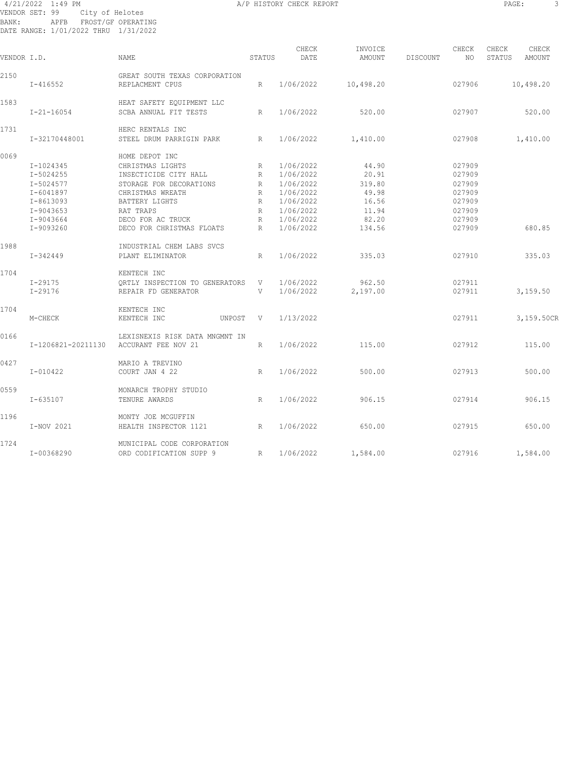4/21/2022 1:49 PM A/P HISTORY CHECK REPORT
VENDOR SET: 99 City of Helotes
BANK: APFB FROST/GF OPERATING
DATE RANGE: 1/01/2022 THRU 1/31/2022

| VENDOR I.D. | | NAME | STATUS | CHECK DATE | INVOICE AMOUNT | DISCOUNT | CHECK NO | CHECK STATUS | CHECK AMOUNT |
|---|---|---|---|---|---|---|---|---|---|
| 2150 | | GREAT SOUTH TEXAS CORPORATION | | | | | | | |
| | I-416552 | REPLACMENT CPUS | R | 1/06/2022 | 10,498.20 | | 027906 | | 10,498.20 |
| 1583 | | HEAT SAFETY EQUIPMENT LLC | | | | | | | |
| | I-21-16054 | SCBA ANNUAL FIT TESTS | R | 1/06/2022 | 520.00 | | 027907 | | 520.00 |
| 1731 | | HERC RENTALS INC | | | | | | | |
| | I-32170448001 | STEEL DRUM PARRIGIN PARK | R | 1/06/2022 | 1,410.00 | | 027908 | | 1,410.00 |
| 0069 | | HOME DEPOT INC | | | | | | | |
| | I-1024345 | CHRISTMAS LIGHTS | R | 1/06/2022 | 44.90 | | 027909 | | |
| | I-5024255 | INSECTICIDE CITY HALL | R | 1/06/2022 | 20.91 | | 027909 | | |
| | I-5024577 | STORAGE FOR DECORATIONS | R | 1/06/2022 | 319.80 | | 027909 | | |
| | I-6041897 | CHRISTMAS WREATH | R | 1/06/2022 | 49.98 | | 027909 | | |
| | I-8613093 | BATTERY LIGHTS | R | 1/06/2022 | 16.56 | | 027909 | | |
| | I-9043653 | RAT TRAPS | R | 1/06/2022 | 11.94 | | 027909 | | |
| | I-9043664 | DECO FOR AC TRUCK | R | 1/06/2022 | 82.20 | | 027909 | | |
| | I-9093260 | DECO FOR CHRISTMAS FLOATS | R | 1/06/2022 | 134.56 | | 027909 | | 680.85 |
| 1988 | | INDUSTRIAL CHEM LABS SVCS | | | | | | | |
| | I-342449 | PLANT ELIMINATOR | R | 1/06/2022 | 335.03 | | 027910 | | 335.03 |
| 1704 | | KENTECH INC | | | | | | | |
| | I-29175 | QRTLY INSPECTION TO GENERATORS | V | 1/06/2022 | 962.50 | | 027911 | | |
| | I-29176 | REPAIR FD GENERATOR | V | 1/06/2022 | 2,197.00 | | 027911 | | 3,159.50 |
| 1704 | | KENTECH INC | | | | | | | |
| | M-CHECK | KENTECH INC UNPOST | V | 1/13/2022 | | | 027911 | | 3,159.50CR |
| 0166 | | LEXISNEXIS RISK DATA MNGMNT IN | | | | | | | |
| | I-1206821-20211130 | ACCURANT FEE NOV 21 | R | 1/06/2022 | 115.00 | | 027912 | | 115.00 |
| 0427 | | MARIO A TREVINO | | | | | | | |
| | I-010422 | COURT JAN 4 22 | R | 1/06/2022 | 500.00 | | 027913 | | 500.00 |
| 0559 | | MONARCH TROPHY STUDIO | | | | | | | |
| | I-635107 | TENURE AWARDS | R | 1/06/2022 | 906.15 | | 027914 | | 906.15 |
| 1196 | | MONTY JOE MCGUFFIN | | | | | | | |
| | I-NOV 2021 | HEALTH INSPECTOR 1121 | R | 1/06/2022 | 650.00 | | 027915 | | 650.00 |
| 1724 | | MUNICIPAL CODE CORPORATION | | | | | | | |
| | I-00368290 | ORD CODIFICATION SUPP 9 | R | 1/06/2022 | 1,584.00 | | 027916 | | 1,584.00 |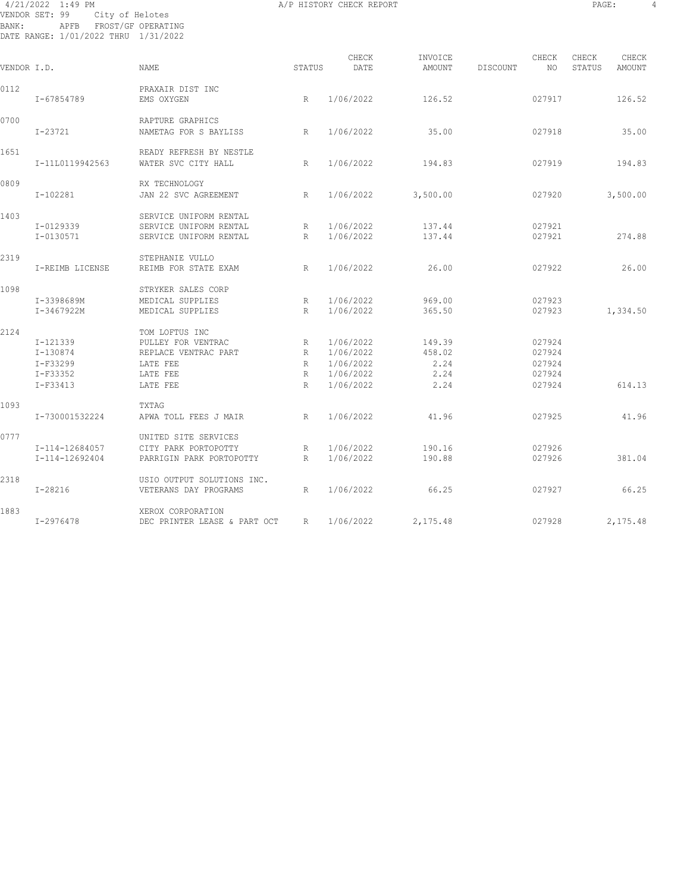4/21/2022 1:49 PM A/P HISTORY CHECK REPORT

VENDOR SET: 99 City of Helotes
BANK: APFB FROST/GF OPERATING
DATE RANGE: 1/01/2022 THRU 1/31/2022

| VENDOR I.D. | | NAME | STATUS | CHECK DATE | INVOICE AMOUNT | DISCOUNT | CHECK NO | CHECK STATUS | CHECK AMOUNT |
|---|---|---|---|---|---|---|---|---|---|
| 0112 | | PRAXAIR DIST INC | | | | | | | |
| | I-67854789 | EMS OXYGEN | R | 1/06/2022 | 126.52 | | 027917 | | 126.52 |
| 0700 | | RAPTURE GRAPHICS | | | | | | | |
| | I-23721 | NAMETAG FOR S BAYLISS | R | 1/06/2022 | 35.00 | | 027918 | | 35.00 |
| 1651 | | READY REFRESH BY NESTLE | | | | | | | |
| | I-11L0119942563 | WATER SVC CITY HALL | R | 1/06/2022 | 194.83 | | 027919 | | 194.83 |
| 0809 | | RX TECHNOLOGY | | | | | | | |
| | I-102281 | JAN 22 SVC AGREEMENT | R | 1/06/2022 | 3,500.00 | | 027920 | | 3,500.00 |
| 1403 | | SERVICE UNIFORM RENTAL | | | | | | | |
| | I-0129339 | SERVICE UNIFORM RENTAL | R | 1/06/2022 | 137.44 | | 027921 | | |
| | I-0130571 | SERVICE UNIFORM RENTAL | R | 1/06/2022 | 137.44 | | 027921 | | 274.88 |
| 2319 | | STEPHANIE VULLO | | | | | | | |
| | I-REIMB LICENSE | REIMB FOR STATE EXAM | R | 1/06/2022 | 26.00 | | 027922 | | 26.00 |
| 1098 | | STRYKER SALES CORP | | | | | | | |
| | I-3398689M | MEDICAL SUPPLIES | R | 1/06/2022 | 969.00 | | 027923 | | |
| | I-3467922M | MEDICAL SUPPLIES | R | 1/06/2022 | 365.50 | | 027923 | | 1,334.50 |
| 2124 | | TOM LOFTUS INC | | | | | | | |
| | I-121339 | PULLEY FOR VENTRAC | R | 1/06/2022 | 149.39 | | 027924 | | |
| | I-130874 | REPLACE VENTRAC PART | R | 1/06/2022 | 458.02 | | 027924 | | |
| | I-F33299 | LATE FEE | R | 1/06/2022 | 2.24 | | 027924 | | |
| | I-F33352 | LATE FEE | R | 1/06/2022 | 2.24 | | 027924 | | |
| | I-F33413 | LATE FEE | R | 1/06/2022 | 2.24 | | 027924 | | 614.13 |
| 1093 | | TXTAG | | | | | | | |
| | I-730001532224 | APWA TOLL FEES J MAIR | R | 1/06/2022 | 41.96 | | 027925 | | 41.96 |
| 0777 | | UNITED SITE SERVICES | | | | | | | |
| | I-114-12684057 | CITY PARK PORTOPOTTY | R | 1/06/2022 | 190.16 | | 027926 | | |
| | I-114-12692404 | PARRIGIN PARK PORTOPOTTY | R | 1/06/2022 | 190.88 | | 027926 | | 381.04 |
| 2318 | | USIO OUTPUT SOLUTIONS INC. | | | | | | | |
| | I-28216 | VETERANS DAY PROGRAMS | R | 1/06/2022 | 66.25 | | 027927 | | 66.25 |
| 1883 | | XEROX CORPORATION | | | | | | | |
| | I-2976478 | DEC PRINTER LEASE & PART OCT | R | 1/06/2022 | 2,175.48 | | 027928 | | 2,175.48 |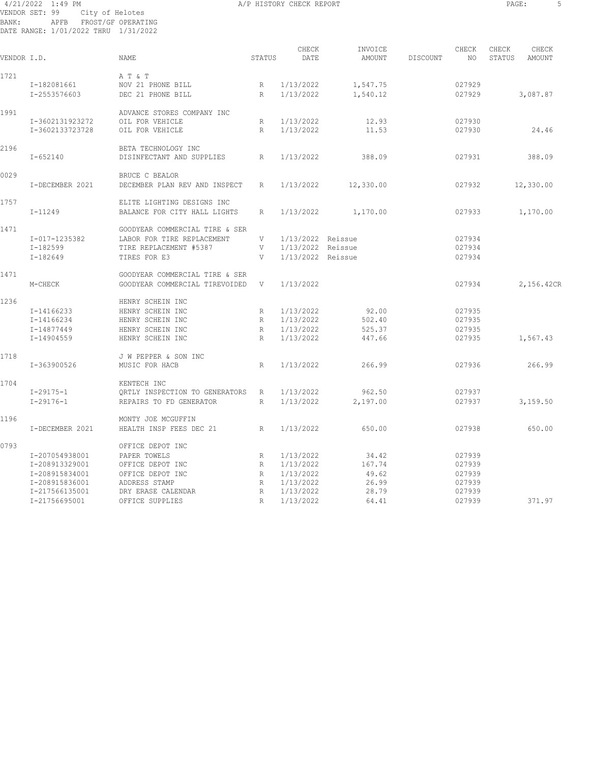4/21/2022 1:49 PM

A/P HISTORY CHECK REPORT

VENDOR SET: 99 City of Helotes
BANK: APFB FROST/GF OPERATING
DATE RANGE: 1/01/2022 THRU 1/31/2022

| VENDOR I.D. | | NAME | STATUS | CHECK DATE | INVOICE AMOUNT | DISCOUNT | CHECK NO | CHECK STATUS | CHECK AMOUNT |
|---|---|---|---|---|---|---|---|---|---|
| 1721 | | A T & T | | | | | | | |
| | I-182081661 | NOV 21 PHONE BILL | R | 1/13/2022 | 1,547.75 | | 027929 | | |
| | I-2553576603 | DEC 21 PHONE BILL | R | 1/13/2022 | 1,540.12 | | 027929 | | 3,087.87 |
| 1991 | | ADVANCE STORES COMPANY INC | | | | | | | |
| | I-3602131923272 | OIL FOR VEHICLE | R | 1/13/2022 | 12.93 | | 027930 | | |
| | I-3602133723728 | OIL FOR VEHICLE | R | 1/13/2022 | 11.53 | | 027930 | | 24.46 |
| 2196 | | BETA TECHNOLOGY INC | | | | | | | |
| | I-652140 | DISINFECTANT AND SUPPLIES | R | 1/13/2022 | 388.09 | | 027931 | | 388.09 |
| 0029 | | BRUCE C BEALOR | | | | | | | |
| | I-DECEMBER 2021 | DECEMBER PLAN REV AND INSPECT | R | 1/13/2022 | 12,330.00 | | 027932 | | 12,330.00 |
| 1757 | | ELITE LIGHTING DESIGNS INC | | | | | | | |
| | I-11249 | BALANCE FOR CITY HALL LIGHTS | R | 1/13/2022 | 1,170.00 | | 027933 | | 1,170.00 |
| 1471 | | GOODYEAR COMMERCIAL TIRE & SER | | | | | | | |
| | I-017-1235382 | LABOR FOR TIRE REPLACEMENT | V | 1/13/2022 | Reissue | | 027934 | | |
| | I-182599 | TIRE REPLACEMENT #5387 | V | 1/13/2022 | Reissue | | 027934 | | |
| | I-182649 | TIRES FOR E3 | V | 1/13/2022 | Reissue | | 027934 | | |
| 1471 | | GOODYEAR COMMERCIAL TIRE & SER | | | | | | | |
| | M-CHECK | GOODYEAR COMMERCIAL TIREVOIDED | V | 1/13/2022 | | | 027934 | | 2,156.42CR |
| 1236 | | HENRY SCHEIN INC | | | | | | | |
| | I-14166233 | HENRY SCHEIN INC | R | 1/13/2022 | 92.00 | | 027935 | | |
| | I-14166234 | HENRY SCHEIN INC | R | 1/13/2022 | 502.40 | | 027935 | | |
| | I-14877449 | HENRY SCHEIN INC | R | 1/13/2022 | 525.37 | | 027935 | | |
| | I-14904559 | HENRY SCHEIN INC | R | 1/13/2022 | 447.66 | | 027935 | | 1,567.43 |
| 1718 | | J W PEPPER & SON INC | | | | | | | |
| | I-363900526 | MUSIC FOR HACB | R | 1/13/2022 | 266.99 | | 027936 | | 266.99 |
| 1704 | | KENTECH INC | | | | | | | |
| | I-29175-1 | QRTLY INSPECTION TO GENERATORS | R | 1/13/2022 | 962.50 | | 027937 | | |
| | I-29176-1 | REPAIRS TO FD GENERATOR | R | 1/13/2022 | 2,197.00 | | 027937 | | 3,159.50 |
| 1196 | | MONTY JOE MCGUFFIN | | | | | | | |
| | I-DECEMBER 2021 | HEALTH INSP FEES DEC 21 | R | 1/13/2022 | 650.00 | | 027938 | | 650.00 |
| 0793 | | OFFICE DEPOT INC | | | | | | | |
| | I-207054938001 | PAPER TOWELS | R | 1/13/2022 | 34.42 | | 027939 | | |
| | I-208913329001 | OFFICE DEPOT INC | R | 1/13/2022 | 167.74 | | 027939 | | |
| | I-208915834001 | OFFICE DEPOT INC | R | 1/13/2022 | 49.62 | | 027939 | | |
| | I-208915836001 | ADDRESS STAMP | R | 1/13/2022 | 26.99 | | 027939 | | |
| | I-217566135001 | DRY ERASE CALENDAR | R | 1/13/2022 | 28.79 | | 027939 | | |
| | I-21756695001 | OFFICE SUPPLIES | R | 1/13/2022 | 64.41 | | 027939 | | 371.97 |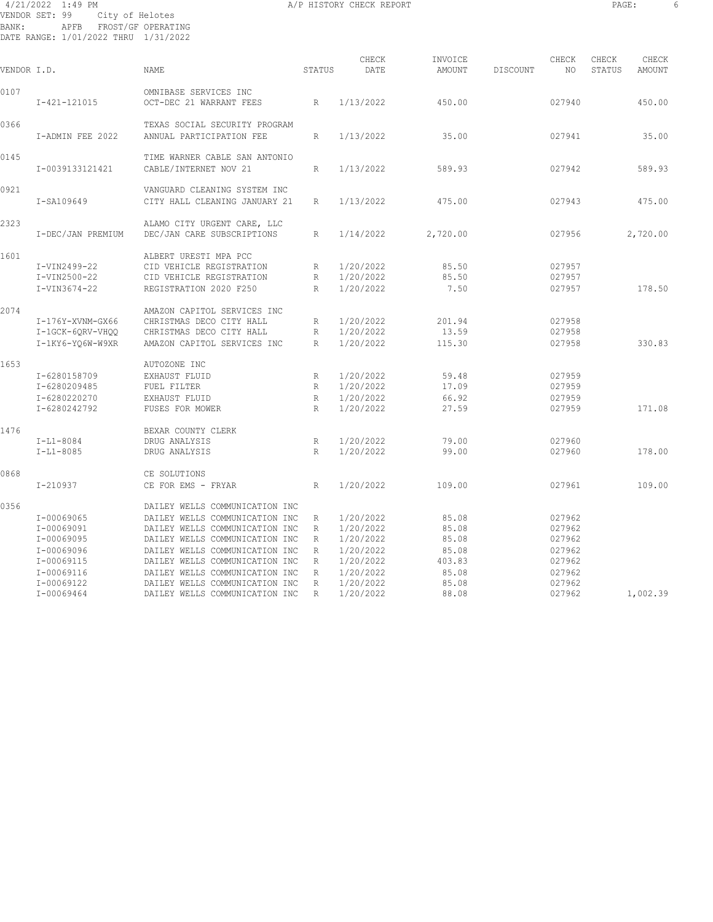4/21/2022 1:49 PM A/P HISTORY CHECK REPORT

VENDOR SET: 99 City of Helotes
BANK: APFB FROST/GF OPERATING
DATE RANGE: 1/01/2022 THRU 1/31/2022

| VENDOR I.D. | | NAME | STATUS | CHECK DATE | INVOICE AMOUNT | DISCOUNT | CHECK NO | CHECK STATUS | CHECK AMOUNT |
|---|---|---|---|---|---|---|---|---|---|
| 0107 | | OMNIBASE SERVICES INC | | | | | | | |
| | I-421-121015 | OCT-DEC 21 WARRANT FEES | R | 1/13/2022 | 450.00 | | 027940 | | 450.00 |
| 0366 | | TEXAS SOCIAL SECURITY PROGRAM | | | | | | | |
| | I-ADMIN FEE 2022 | ANNUAL PARTICIPATION FEE | R | 1/13/2022 | 35.00 | | 027941 | | 35.00 |
| 0145 | | TIME WARNER CABLE SAN ANTONIO | | | | | | | |
| | I-0039133121421 | CABLE/INTERNET NOV 21 | R | 1/13/2022 | 589.93 | | 027942 | | 589.93 |
| 0921 | | VANGUARD CLEANING SYSTEM INC | | | | | | | |
| | I-SA109649 | CITY HALL CLEANING JANUARY 21 | R | 1/13/2022 | 475.00 | | 027943 | | 475.00 |
| 2323 | | ALAMO CITY URGENT CARE, LLC | | | | | | | |
| | I-DEC/JAN PREMIUM | DEC/JAN CARE SUBSCRIPTIONS | R | 1/14/2022 | 2,720.00 | | 027956 | | 2,720.00 |
| 1601 | | ALBERT URESTI MPA PCC | | | | | | | |
| | I-VIN2499-22 | CID VEHICLE REGISTRATION | R | 1/20/2022 | 85.50 | | 027957 | | |
| | I-VIN2500-22 | CID VEHICLE REGISTRATION | R | 1/20/2022 | 85.50 | | 027957 | | |
| | I-VIN3674-22 | REGISTRATION 2020 F250 | R | 1/20/2022 | 7.50 | | 027957 | | 178.50 |
| 2074 | | AMAZON CAPITOL SERVICES INC | | | | | | | |
| | I-176Y-XVNM-GX66 | CHRISTMAS DECO CITY HALL | R | 1/20/2022 | 201.94 | | 027958 | | |
| | I-1GCK-6QRV-VHQQ | CHRISTMAS DECO CITY HALL | R | 1/20/2022 | 13.59 | | 027958 | | |
| | I-1KY6-YQ6W-W9XR | AMAZON CAPITOL SERVICES INC | R | 1/20/2022 | 115.30 | | 027958 | | 330.83 |
| 1653 | | AUTOZONE INC | | | | | | | |
| | I-6280158709 | EXHAUST FLUID | R | 1/20/2022 | 59.48 | | 027959 | | |
| | I-6280209485 | FUEL FILTER | R | 1/20/2022 | 17.09 | | 027959 | | |
| | I-6280220270 | EXHAUST FLUID | R | 1/20/2022 | 66.92 | | 027959 | | |
| | I-6280242792 | FUSES FOR MOWER | R | 1/20/2022 | 27.59 | | 027959 | | 171.08 |
| 1476 | | BEXAR COUNTY CLERK | | | | | | | |
| | I-L1-8084 | DRUG ANALYSIS | R | 1/20/2022 | 79.00 | | 027960 | | |
| | I-L1-8085 | DRUG ANALYSIS | R | 1/20/2022 | 99.00 | | 027960 | | 178.00 |
| 0868 | | CE SOLUTIONS | | | | | | | |
| | I-210937 | CE FOR EMS - FRYAR | R | 1/20/2022 | 109.00 | | 027961 | | 109.00 |
| 0356 | | DAILEY WELLS COMMUNICATION INC | | | | | | | |
| | I-00069065 | DAILEY WELLS COMMUNICATION INC | R | 1/20/2022 | 85.08 | | 027962 | | |
| | I-00069091 | DAILEY WELLS COMMUNICATION INC | R | 1/20/2022 | 85.08 | | 027962 | | |
| | I-00069095 | DAILEY WELLS COMMUNICATION INC | R | 1/20/2022 | 85.08 | | 027962 | | |
| | I-00069096 | DAILEY WELLS COMMUNICATION INC | R | 1/20/2022 | 85.08 | | 027962 | | |
| | I-00069115 | DAILEY WELLS COMMUNICATION INC | R | 1/20/2022 | 403.83 | | 027962 | | |
| | I-00069116 | DAILEY WELLS COMMUNICATION INC | R | 1/20/2022 | 85.08 | | 027962 | | |
| | I-00069122 | DAILEY WELLS COMMUNICATION INC | R | 1/20/2022 | 85.08 | | 027962 | | |
| | I-00069464 | DAILEY WELLS COMMUNICATION INC | R | 1/20/2022 | 88.08 | | 027962 | | 1,002.39 |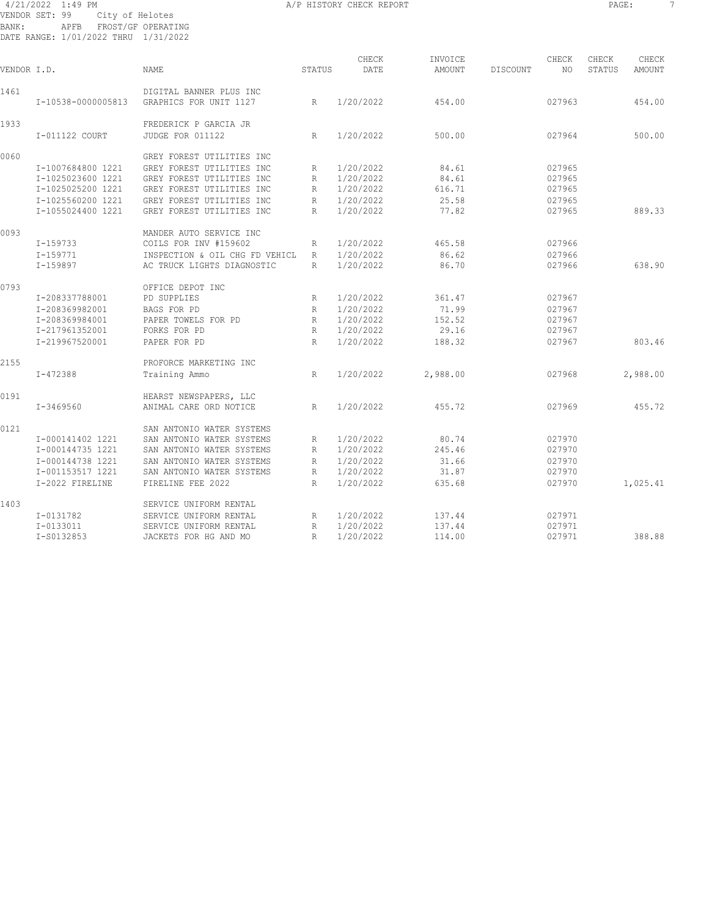4/21/2022 1:49 PM A/P HISTORY CHECK REPORT

VENDOR SET: 99 City of Helotes
BANK: APFB FROST/GF OPERATING
DATE RANGE: 1/01/2022 THRU 1/31/2022

| VENDOR I.D. | | NAME | STATUS | CHECK DATE | INVOICE AMOUNT | DISCOUNT | CHECK NO | CHECK STATUS | CHECK AMOUNT |
|---|---|---|---|---|---|---|---|---|---|
| 1461 | | DIGITAL BANNER PLUS INC | | | | | | | |
| | I-10538-0000005813 | GRAPHICS FOR UNIT 1127 | R | 1/20/2022 | 454.00 | | 027963 | | 454.00 |
| 1933 | | FREDERICK P GARCIA JR | | | | | | | |
| | I-011122 COURT | JUDGE FOR 011122 | R | 1/20/2022 | 500.00 | | 027964 | | 500.00 |
| 0060 | | GREY FOREST UTILITIES INC | | | | | | | |
| | I-1007684800 1221 | GREY FOREST UTILITIES INC | R | 1/20/2022 | 84.61 | | 027965 | | |
| | I-1025023600 1221 | GREY FOREST UTILITIES INC | R | 1/20/2022 | 84.61 | | 027965 | | |
| | I-1025025200 1221 | GREY FOREST UTILITIES INC | R | 1/20/2022 | 616.71 | | 027965 | | |
| | I-1025560200 1221 | GREY FOREST UTILITIES INC | R | 1/20/2022 | 25.58 | | 027965 | | |
| | I-1055024400 1221 | GREY FOREST UTILITIES INC | R | 1/20/2022 | 77.82 | | 027965 | | 889.33 |
| 0093 | | MANDER AUTO SERVICE INC | | | | | | | |
| | I-159733 | COILS FOR INV #159602 | R | 1/20/2022 | 465.58 | | 027966 | | |
| | I-159771 | INSPECTION & OIL CHG FD VEHICL | R | 1/20/2022 | 86.62 | | 027966 | | |
| | I-159897 | AC TRUCK LIGHTS DIAGNOSTIC | R | 1/20/2022 | 86.70 | | 027966 | | 638.90 |
| 0793 | | OFFICE DEPOT INC | | | | | | | |
| | I-208337788001 | PD SUPPLIES | R | 1/20/2022 | 361.47 | | 027967 | | |
| | I-208369982001 | BAGS FOR PD | R | 1/20/2022 | 71.99 | | 027967 | | |
| | I-208369984001 | PAPER TOWELS FOR PD | R | 1/20/2022 | 152.52 | | 027967 | | |
| | I-217961352001 | FORKS FOR PD | R | 1/20/2022 | 29.16 | | 027967 | | |
| | I-219967520001 | PAPER FOR PD | R | 1/20/2022 | 188.32 | | 027967 | | 803.46 |
| 2155 | | PROFORCE MARKETING INC | | | | | | | |
| | I-472388 | Training Ammo | R | 1/20/2022 | 2,988.00 | | 027968 | | 2,988.00 |
| 0191 | | HEARST NEWSPAPERS, LLC | | | | | | | |
| | I-3469560 | ANIMAL CARE ORD NOTICE | R | 1/20/2022 | 455.72 | | 027969 | | 455.72 |
| 0121 | | SAN ANTONIO WATER SYSTEMS | | | | | | | |
| | I-000141402 1221 | SAN ANTONIO WATER SYSTEMS | R | 1/20/2022 | 80.74 | | 027970 | | |
| | I-000144735 1221 | SAN ANTONIO WATER SYSTEMS | R | 1/20/2022 | 245.46 | | 027970 | | |
| | I-000144738 1221 | SAN ANTONIO WATER SYSTEMS | R | 1/20/2022 | 31.66 | | 027970 | | |
| | I-001153517 1221 | SAN ANTONIO WATER SYSTEMS | R | 1/20/2022 | 31.87 | | 027970 | | |
| | I-2022 FIRELINE | FIRELINE FEE 2022 | R | 1/20/2022 | 635.68 | | 027970 | | 1,025.41 |
| 1403 | | SERVICE UNIFORM RENTAL | | | | | | | |
| | I-0131782 | SERVICE UNIFORM RENTAL | R | 1/20/2022 | 137.44 | | 027971 | | |
| | I-0133011 | SERVICE UNIFORM RENTAL | R | 1/20/2022 | 137.44 | | 027971 | | |
| | I-S0132853 | JACKETS FOR HG AND MO | R | 1/20/2022 | 114.00 | | 027971 | | 388.88 |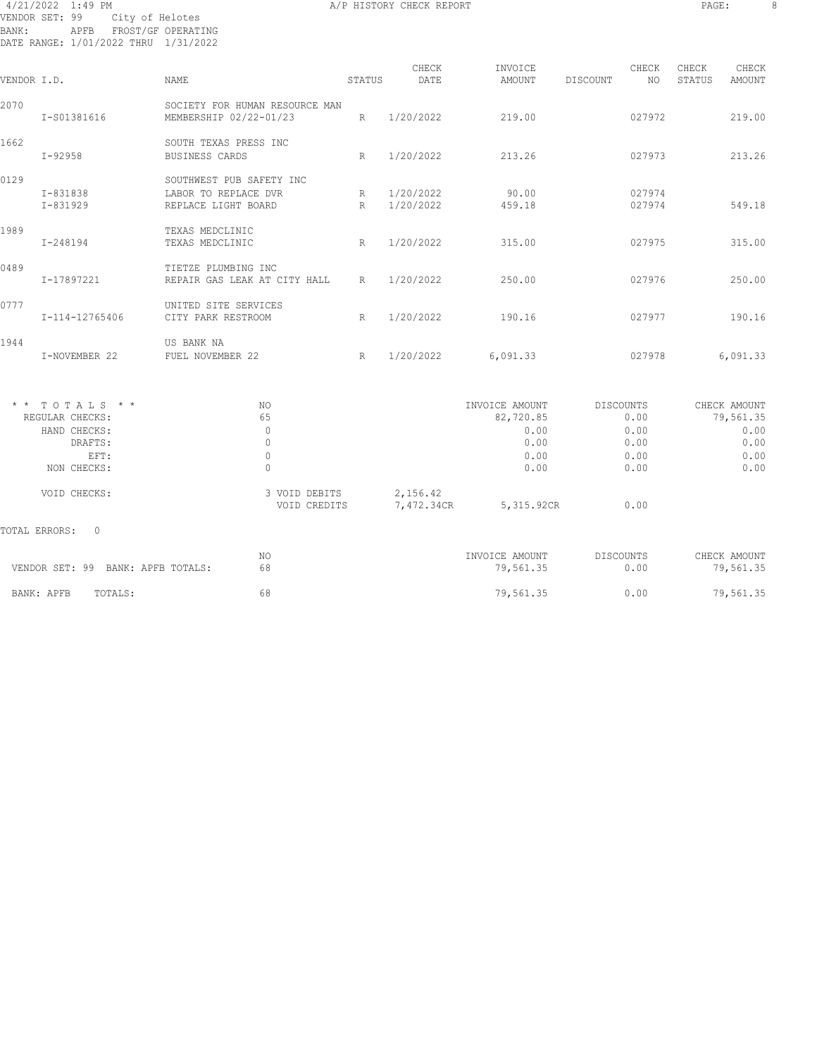4/21/2022 1:49 PM A/P HISTORY CHECK REPORT

VENDOR SET: 99 City of Helotes
BANK: APFB FROST/GF OPERATING
DATE RANGE: 1/01/2022 THRU 1/31/2022

| VENDOR I.D. | | NAME | STATUS | CHECK DATE | INVOICE AMOUNT | DISCOUNT | CHECK NO | CHECK STATUS | CHECK AMOUNT |
|---|---|---|---|---|---|---|---|---|---|
| 2070 | | SOCIETY FOR HUMAN RESOURCE MAN | | | | | | | |
| | I-S01381616 | MEMBERSHIP 02/22-01/23 | R | 1/20/2022 | 219.00 | | 027972 | | 219.00 |
| 1662 | | SOUTH TEXAS PRESS INC | | | | | | | |
| | I-92958 | BUSINESS CARDS | R | 1/20/2022 | 213.26 | | 027973 | | 213.26 |
| 0129 | | SOUTHWEST PUB SAFETY INC | | | | | | | |
| | I-831838 | LABOR TO REPLACE DVR | R | 1/20/2022 | 90.00 | | 027974 | | |
| | I-831929 | REPLACE LIGHT BOARD | R | 1/20/2022 | 459.18 | | 027974 | | 549.18 |
| 1989 | | TEXAS MEDCLINIC | | | | | | | |
| | I-248194 | TEXAS MEDCLINIC | R | 1/20/2022 | 315.00 | | 027975 | | 315.00 |
| 0489 | | TIETZE PLUMBING INC | | | | | | | |
| | I-17897221 | REPAIR GAS LEAK AT CITY HALL | R | 1/20/2022 | 250.00 | | 027976 | | 250.00 |
| 0777 | | UNITED SITE SERVICES | | | | | | | |
| | I-114-12765406 | CITY PARK RESTROOM | R | 1/20/2022 | 190.16 | | 027977 | | 190.16 |
| 1944 | | US BANK NA | | | | | | | |
| | I-NOVEMBER 22 | FUEL NOVEMBER 22 | R | 1/20/2022 | 6,091.33 | | 027978 | | 6,091.33 |

| * * TOTALS * * | NO | | INVOICE AMOUNT | DISCOUNTS | CHECK AMOUNT |
|---|---|---|---|---|---|
| REGULAR CHECKS: | 65 | | 82,720.85 | 0.00 | 79,561.35 |
| HAND CHECKS: | 0 | | 0.00 | 0.00 | 0.00 |
| DRAFTS: | 0 | | 0.00 | 0.00 | 0.00 |
| EFT: | 0 | | 0.00 | 0.00 | 0.00 |
| NON CHECKS: | 0 | | 0.00 | 0.00 | 0.00 |
| VOID CHECKS: | 3 VOID DEBITS | 2,156.42 | | | |
| | VOID CREDITS | 7,472.34CR | 5,315.92CR | 0.00 | |

TOTAL ERRORS: 0

| | NO | INVOICE AMOUNT | DISCOUNTS | CHECK AMOUNT |
|---|---|---|---|---|
| VENDOR SET: 99 BANK: APFB TOTALS: | 68 | 79,561.35 | 0.00 | 79,561.35 |
| BANK: APFB TOTALS: | 68 | 79,561.35 | 0.00 | 79,561.35 |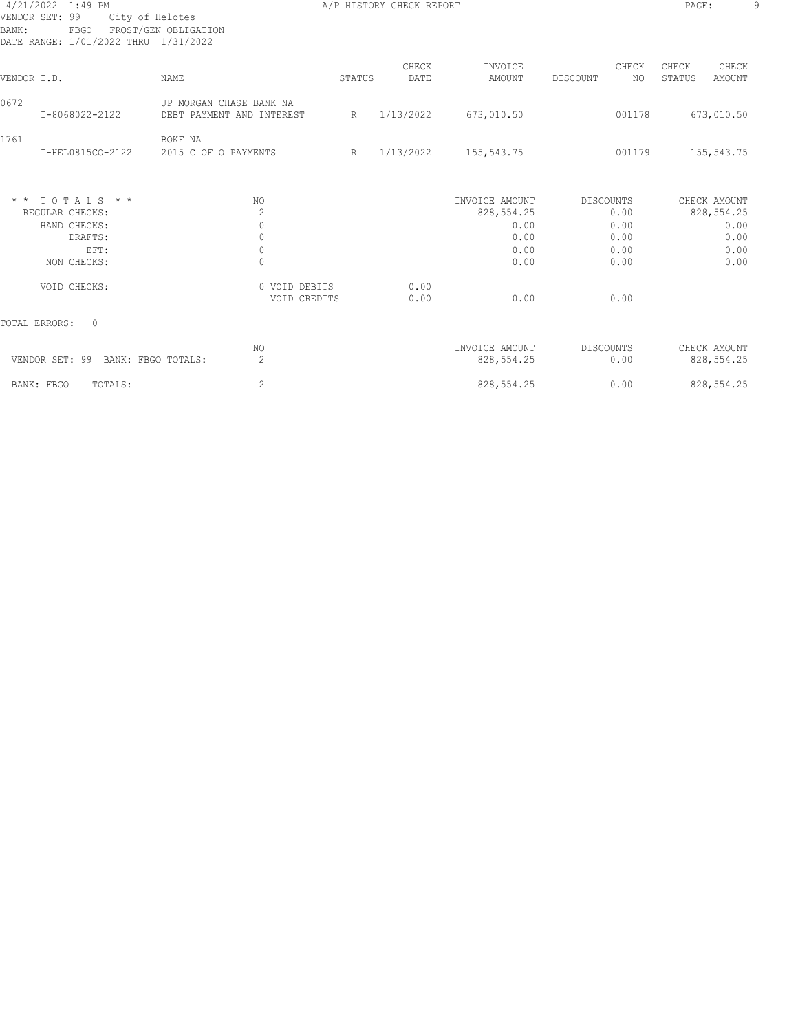4/21/2022 1:49 PM A/P HISTORY CHECK REPORT

VENDOR SET: 99 City of Helotes
BANK: FBGO FROST/GEN OBLIGATION
DATE RANGE: 1/01/2022 THRU 1/31/2022

| VENDOR I.D. | NAME | STATUS | CHECK DATE | INVOICE AMOUNT | DISCOUNT | CHECK NO | CHECK STATUS | CHECK AMOUNT |
|---|---|---|---|---|---|---|---|---|
| 0672 | JP MORGAN CHASE BANK NA | | | | | | | |
| I-8068022-2122 | DEBT PAYMENT AND INTEREST | R | 1/13/2022 | 673,010.50 | | 001178 | | 673,010.50 |
| 1761 | BOKF NA | | | | | | | |
| I-HEL0815CO-2122 | 2015 C OF O PAYMENTS | R | 1/13/2022 | 155,543.75 | | 001179 | | 155,543.75 |

| * * T O T A L S * * | NO | | INVOICE AMOUNT | DISCOUNTS | CHECK AMOUNT |
|---|---|---|---|---|---|
| REGULAR CHECKS: | 2 | | 828,554.25 | 0.00 | 828,554.25 |
| HAND CHECKS: | 0 | | 0.00 | 0.00 | 0.00 |
| DRAFTS: | 0 | | 0.00 | 0.00 | 0.00 |
| EFT: | 0 | | 0.00 | 0.00 | 0.00 |
| NON CHECKS: | 0 | | 0.00 | 0.00 | 0.00 |
| VOID CHECKS: | 0 VOID DEBITS | 0.00 | | | |
| | VOID CREDITS | 0.00 | 0.00 | 0.00 | |

TOTAL ERRORS: 0

| | NO | INVOICE AMOUNT | DISCOUNTS | CHECK AMOUNT |
|---|---|---|---|---|
| VENDOR SET: 99 BANK: FBGO TOTALS: | 2 | 828,554.25 | 0.00 | 828,554.25 |
| BANK: FBGO TOTALS: | 2 | 828,554.25 | 0.00 | 828,554.25 |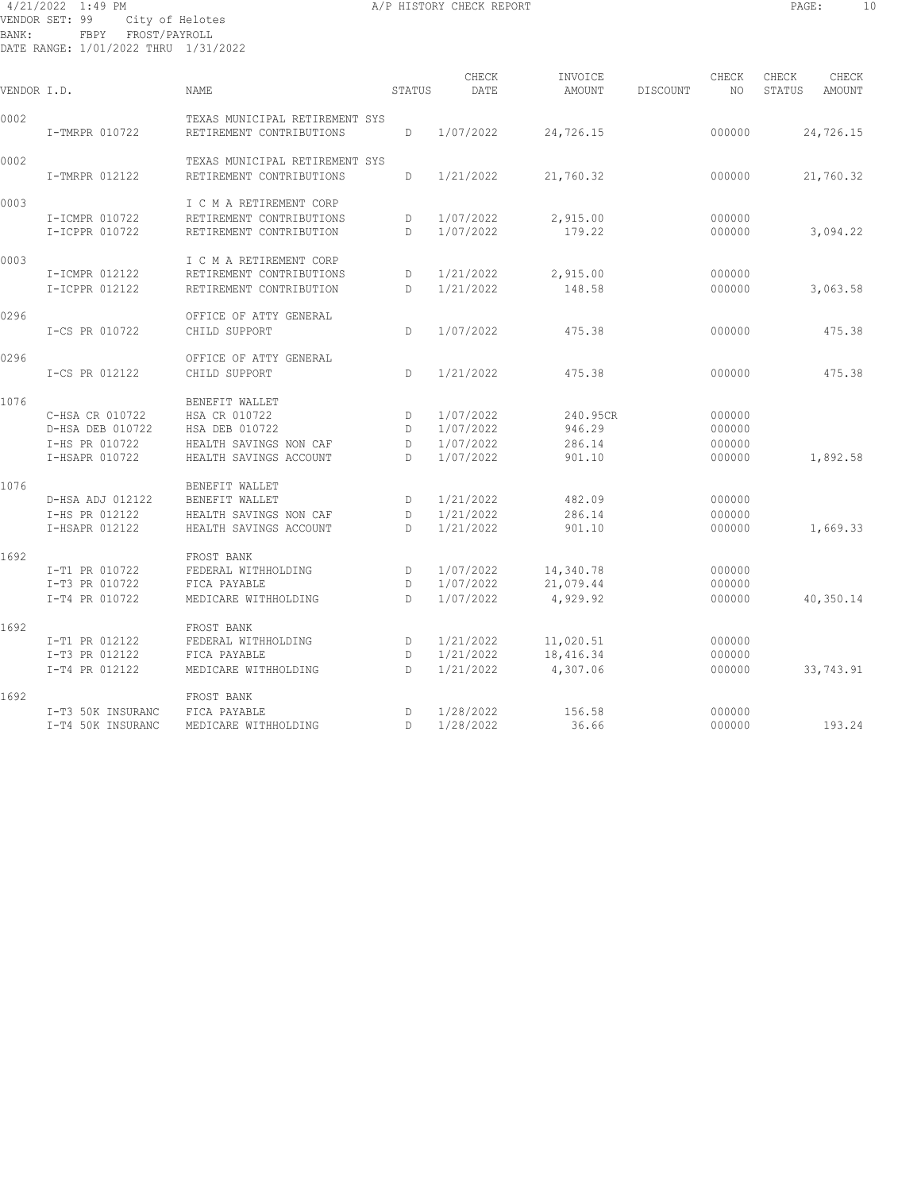4/21/2022 1:49 PM A/P HISTORY CHECK REPORT
VENDOR SET: 99 City of Helotes
BANK: FBPY FROST/PAYROLL
DATE RANGE: 1/01/2022 THRU 1/31/2022

| VENDOR I.D. | | NAME | STATUS | CHECK DATE | INVOICE AMOUNT | DISCOUNT | CHECK NO | CHECK STATUS | CHECK AMOUNT |
|---|---|---|---|---|---|---|---|---|---|
| 0002 | | TEXAS MUNICIPAL RETIREMENT SYS | | | | | | | |
| | I-TMRPR 010722 | RETIREMENT CONTRIBUTIONS | D | 1/07/2022 | 24,726.15 | | 000000 | | 24,726.15 |
| 0002 | | TEXAS MUNICIPAL RETIREMENT SYS | | | | | | | |
| | I-TMRPR 012122 | RETIREMENT CONTRIBUTIONS | D | 1/21/2022 | 21,760.32 | | 000000 | | 21,760.32 |
| 0003 | | I C M A RETIREMENT CORP | | | | | | | |
| | I-ICMPR 010722 | RETIREMENT CONTRIBUTIONS | D | 1/07/2022 | 2,915.00 | | 000000 | | |
| | I-ICPPR 010722 | RETIREMENT CONTRIBUTION | D | 1/07/2022 | 179.22 | | 000000 | | 3,094.22 |
| 0003 | | I C M A RETIREMENT CORP | | | | | | | |
| | I-ICMPR 012122 | RETIREMENT CONTRIBUTIONS | D | 1/21/2022 | 2,915.00 | | 000000 | | |
| | I-ICPPR 012122 | RETIREMENT CONTRIBUTION | D | 1/21/2022 | 148.58 | | 000000 | | 3,063.58 |
| 0296 | | OFFICE OF ATTY GENERAL | | | | | | | |
| | I-CS PR 010722 | CHILD SUPPORT | D | 1/07/2022 | 475.38 | | 000000 | | 475.38 |
| 0296 | | OFFICE OF ATTY GENERAL | | | | | | | |
| | I-CS PR 012122 | CHILD SUPPORT | D | 1/21/2022 | 475.38 | | 000000 | | 475.38 |
| 1076 | | BENEFIT WALLET | | | | | | | |
| | C-HSA CR 010722 | HSA CR 010722 | D | 1/07/2022 | 240.95CR | | 000000 | | |
| | D-HSA DEB 010722 | HSA DEB 010722 | D | 1/07/2022 | 946.29 | | 000000 | | |
| | I-HS PR 010722 | HEALTH SAVINGS NON CAF | D | 1/07/2022 | 286.14 | | 000000 | | |
| | I-HSAPR 010722 | HEALTH SAVINGS ACCOUNT | D | 1/07/2022 | 901.10 | | 000000 | | 1,892.58 |
| 1076 | | BENEFIT WALLET | | | | | | | |
| | D-HSA ADJ 012122 | BENEFIT WALLET | D | 1/21/2022 | 482.09 | | 000000 | | |
| | I-HS PR 012122 | HEALTH SAVINGS NON CAF | D | 1/21/2022 | 286.14 | | 000000 | | |
| | I-HSAPR 012122 | HEALTH SAVINGS ACCOUNT | D | 1/21/2022 | 901.10 | | 000000 | | 1,669.33 |
| 1692 | | FROST BANK | | | | | | | |
| | I-T1 PR 010722 | FEDERAL WITHHOLDING | D | 1/07/2022 | 14,340.78 | | 000000 | | |
| | I-T3 PR 010722 | FICA PAYABLE | D | 1/07/2022 | 21,079.44 | | 000000 | | |
| | I-T4 PR 010722 | MEDICARE WITHHOLDING | D | 1/07/2022 | 4,929.92 | | 000000 | | 40,350.14 |
| 1692 | | FROST BANK | | | | | | | |
| | I-T1 PR 012122 | FEDERAL WITHHOLDING | D | 1/21/2022 | 11,020.51 | | 000000 | | |
| | I-T3 PR 012122 | FICA PAYABLE | D | 1/21/2022 | 18,416.34 | | 000000 | | |
| | I-T4 PR 012122 | MEDICARE WITHHOLDING | D | 1/21/2022 | 4,307.06 | | 000000 | | 33,743.91 |
| 1692 | | FROST BANK | | | | | | | |
| | I-T3 50K INSURANC | FICA PAYABLE | D | 1/28/2022 | 156.58 | | 000000 | | |
| | I-T4 50K INSURANC | MEDICARE WITHHOLDING | D | 1/28/2022 | 36.66 | | 000000 | | 193.24 |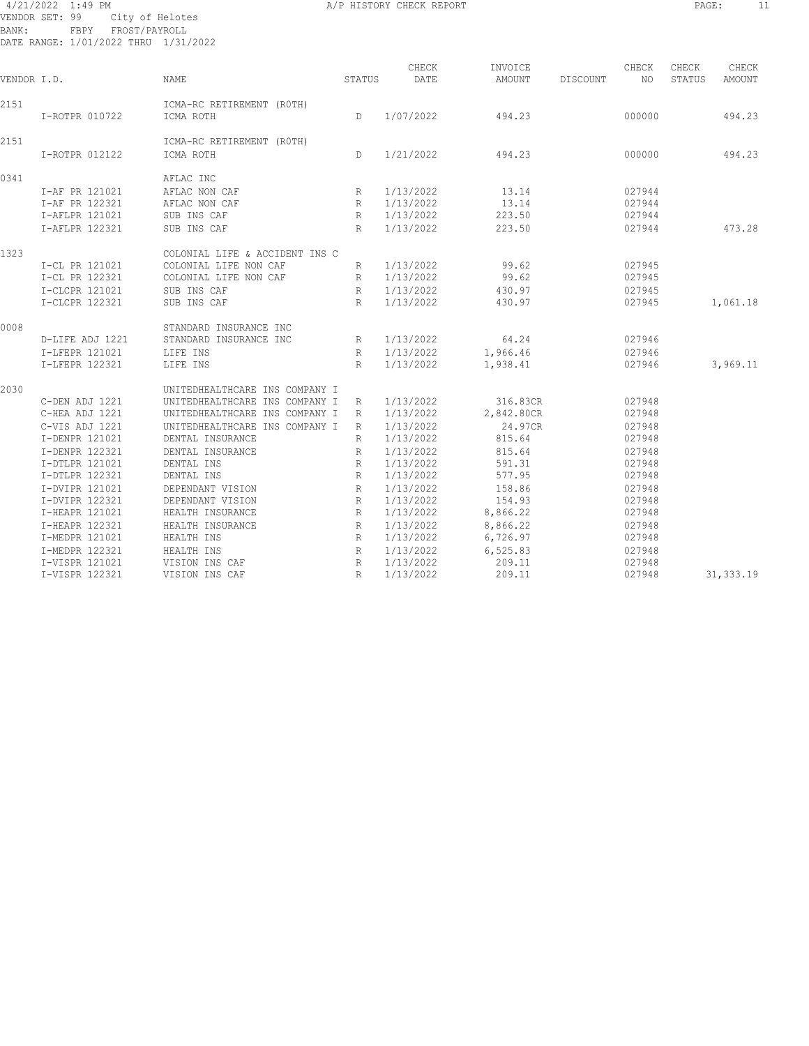4/21/2022 1:49 PM A/P HISTORY CHECK REPORT

VENDOR SET: 99 City of Helotes
BANK: FBPY FROST/PAYROLL
DATE RANGE: 1/01/2022 THRU 1/31/2022

| VENDOR I.D. | | NAME | STATUS | CHECK DATE | INVOICE AMOUNT | DISCOUNT | CHECK NO | CHECK STATUS | CHECK AMOUNT |
|---|---|---|---|---|---|---|---|---|---|
| 2151 | | ICMA-RC RETIREMENT (ROTH) | | | | | | | |
| | I-ROTPR 010722 | ICMA ROTH | D | 1/07/2022 | 494.23 | | 000000 | | 494.23 |
| 2151 | | ICMA-RC RETIREMENT (ROTH) | | | | | | | |
| | I-ROTPR 012122 | ICMA ROTH | D | 1/21/2022 | 494.23 | | 000000 | | 494.23 |
| 0341 | | AFLAC INC | | | | | | | |
| | I-AF PR 121021 | AFLAC NON CAF | R | 1/13/2022 | 13.14 | | 027944 | | |
| | I-AF PR 122321 | AFLAC NON CAF | R | 1/13/2022 | 13.14 | | 027944 | | |
| | I-AFLPR 121021 | SUB INS CAF | R | 1/13/2022 | 223.50 | | 027944 | | |
| | I-AFLPR 122321 | SUB INS CAF | R | 1/13/2022 | 223.50 | | 027944 | | 473.28 |
| 1323 | | COLONIAL LIFE & ACCIDENT INS C | | | | | | | |
| | I-CL PR 121021 | COLONIAL LIFE NON CAF | R | 1/13/2022 | 99.62 | | 027945 | | |
| | I-CL PR 122321 | COLONIAL LIFE NON CAF | R | 1/13/2022 | 99.62 | | 027945 | | |
| | I-CLCPR 121021 | SUB INS CAF | R | 1/13/2022 | 430.97 | | 027945 | | |
| | I-CLCPR 122321 | SUB INS CAF | R | 1/13/2022 | 430.97 | | 027945 | | 1,061.18 |
| 0008 | | STANDARD INSURANCE INC | | | | | | | |
| | D-LIFE ADJ 1221 | STANDARD INSURANCE INC | R | 1/13/2022 | 64.24 | | 027946 | | |
| | I-LFEPR 121021 | LIFE INS | R | 1/13/2022 | 1,966.46 | | 027946 | | |
| | I-LFEPR 122321 | LIFE INS | R | 1/13/2022 | 1,938.41 | | 027946 | | 3,969.11 |
| 2030 | | UNITEDHEALTHCARE INS COMPANY I | | | | | | | |
| | C-DEN ADJ 1221 | UNITEDHEALTHCARE INS COMPANY I | R | 1/13/2022 | 316.83CR | | 027948 | | |
| | C-HEA ADJ 1221 | UNITEDHEALTHCARE INS COMPANY I | R | 1/13/2022 | 2,842.80CR | | 027948 | | |
| | C-VIS ADJ 1221 | UNITEDHEALTHCARE INS COMPANY I | R | 1/13/2022 | 24.97CR | | 027948 | | |
| | I-DENPR 121021 | DENTAL INSURANCE | R | 1/13/2022 | 815.64 | | 027948 | | |
| | I-DENPR 122321 | DENTAL INSURANCE | R | 1/13/2022 | 815.64 | | 027948 | | |
| | I-DTLPR 121021 | DENTAL INS | R | 1/13/2022 | 591.31 | | 027948 | | |
| | I-DTLPR 122321 | DENTAL INS | R | 1/13/2022 | 577.95 | | 027948 | | |
| | I-DVIPR 121021 | DEPENDANT VISION | R | 1/13/2022 | 158.86 | | 027948 | | |
| | I-DVIPR 122321 | DEPENDANT VISION | R | 1/13/2022 | 154.93 | | 027948 | | |
| | I-HEAPR 121021 | HEALTH INSURANCE | R | 1/13/2022 | 8,866.22 | | 027948 | | |
| | I-HEAPR 122321 | HEALTH INSURANCE | R | 1/13/2022 | 8,866.22 | | 027948 | | |
| | I-MEDPR 121021 | HEALTH INS | R | 1/13/2022 | 6,726.97 | | 027948 | | |
| | I-MEDPR 122321 | HEALTH INS | R | 1/13/2022 | 6,525.83 | | 027948 | | |
| | I-VISPR 121021 | VISION INS CAF | R | 1/13/2022 | 209.11 | | 027948 | | |
| | I-VISPR 122321 | VISION INS CAF | R | 1/13/2022 | 209.11 | | 027948 | | 31,333.19 |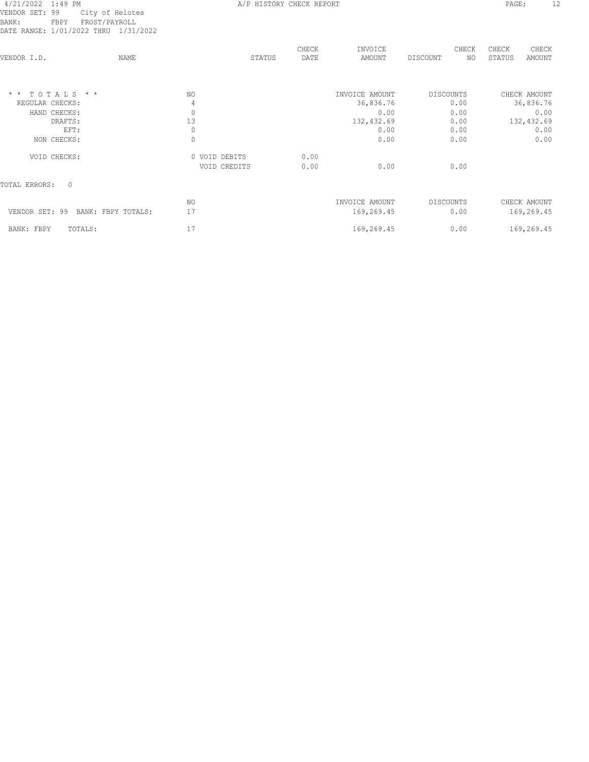4/21/2022 1:49 PM A/P HISTORY CHECK REPORT PAGE: 12

VENDOR SET: 99 City of Helotes
BANK: FBPY FROST/PAYROLL
DATE RANGE: 1/01/2022 THRU 1/31/2022

| VENDOR I.D. | NAME | STATUS | CHECK DATE | INVOICE AMOUNT | DISCOUNT | CHECK NO | CHECK STATUS | CHECK AMOUNT |
|---|---|---|---|---|---|---|---|---|

| * * T O T A L S * * | NO | | | INVOICE AMOUNT | DISCOUNTS | CHECK AMOUNT |
|---|---|---|---|---|---|---|
| REGULAR CHECKS: | 4 | | | 36,836.76 | 0.00 | 36,836.76 |
| HAND CHECKS: | 0 | | | 0.00 | 0.00 | 0.00 |
| DRAFTS: | 13 | | | 132,432.69 | 0.00 | 132,432.69 |
| EFT: | 0 | | | 0.00 | 0.00 | 0.00 |
| NON CHECKS: | 0 | | | 0.00 | 0.00 | 0.00 |
| VOID CHECKS: | 0 | VOID DEBITS | 0.00 | | | |
| | | VOID CREDITS | 0.00 | 0.00 | 0.00 | |

TOTAL ERRORS: 0

| | NO | INVOICE AMOUNT | DISCOUNTS | CHECK AMOUNT |
|---|---|---|---|---|
| VENDOR SET: 99 BANK: FBPY TOTALS: | 17 | 169,269.45 | 0.00 | 169,269.45 |
| BANK: FBPY TOTALS: | 17 | 169,269.45 | 0.00 | 169,269.45 |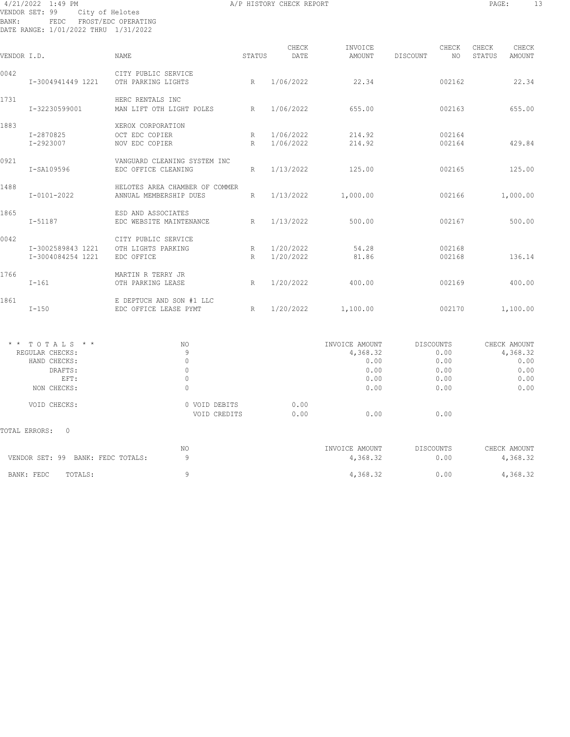4/21/2022 1:49 PM A/P HISTORY CHECK REPORT
VENDOR SET: 99 City of Helotes
BANK: FEDC FROST/EDC OPERATING
DATE RANGE: 1/01/2022 THRU 1/31/2022

| VENDOR I.D. | | NAME | STATUS | CHECK DATE | INVOICE AMOUNT | DISCOUNT | CHECK NO | CHECK STATUS | CHECK AMOUNT |
|---|---|---|---|---|---|---|---|---|---|
| 0042 | | CITY PUBLIC SERVICE | | | | | | | |
| | I-3004941449 1221 | OTH PARKING LIGHTS | R | 1/06/2022 | 22.34 | | 002162 | | 22.34 |
| 1731 | | HERC RENTALS INC | | | | | | | |
| | I-32230599001 | MAN LIFT OTH LIGHT POLES | R | 1/06/2022 | 655.00 | | 002163 | | 655.00 |
| 1883 | | XEROX CORPORATION | | | | | | | |
| | I-2870825 | OCT EDC COPIER | R | 1/06/2022 | 214.92 | | 002164 | | |
| | I-2923007 | NOV EDC COPIER | R | 1/06/2022 | 214.92 | | 002164 | | 429.84 |
| 0921 | | VANGUARD CLEANING SYSTEM INC | | | | | | | |
| | I-SA109596 | EDC OFFICE CLEANING | R | 1/13/2022 | 125.00 | | 002165 | | 125.00 |
| 1488 | | HELOTES AREA CHAMBER OF COMMER | | | | | | | |
| | I-0101-2022 | ANNUAL MEMBERSHIP DUES | R | 1/13/2022 | 1,000.00 | | 002166 | | 1,000.00 |
| 1865 | | ESD AND ASSOCIATES | | | | | | | |
| | I-51187 | EDC WEBSITE MAINTENANCE | R | 1/13/2022 | 500.00 | | 002167 | | 500.00 |
| 0042 | | CITY PUBLIC SERVICE | | | | | | | |
| | I-3002589843 1221 | OTH LIGHTS PARKING | R | 1/20/2022 | 54.28 | | 002168 | | |
| | I-3004084254 1221 | EDC OFFICE | R | 1/20/2022 | 81.86 | | 002168 | | 136.14 |
| 1766 | | MARTIN R TERRY JR | | | | | | | |
| | I-161 | OTH PARKING LEASE | R | 1/20/2022 | 400.00 | | 002169 | | 400.00 |
| 1861 | | E DEPTUCH AND SON #1 LLC | | | | | | | |
| | I-150 | EDC OFFICE LEASE PYMT | R | 1/20/2022 | 1,100.00 | | 002170 | | 1,100.00 |

| * * TOTALS * * | NO | | INVOICE AMOUNT | DISCOUNTS | CHECK AMOUNT |
|---|---|---|---|---|---|
| REGULAR CHECKS: | 9 | | 4,368.32 | 0.00 | 4,368.32 |
| HAND CHECKS: | 0 | | 0.00 | 0.00 | 0.00 |
| DRAFTS: | 0 | | 0.00 | 0.00 | 0.00 |
| EFT: | 0 | | 0.00 | 0.00 | 0.00 |
| NON CHECKS: | 0 | | 0.00 | 0.00 | 0.00 |
| VOID CHECKS: | 0 VOID DEBITS | 0.00 | | | |
| | VOID CREDITS | 0.00 | 0.00 | 0.00 | |

TOTAL ERRORS: 0

| | NO | INVOICE AMOUNT | DISCOUNTS | CHECK AMOUNT |
|---|---|---|---|---|
| VENDOR SET: 99 BANK: FEDC TOTALS: | 9 | 4,368.32 | 0.00 | 4,368.32 |
| BANK: FEDC TOTALS: | 9 | 4,368.32 | 0.00 | 4,368.32 |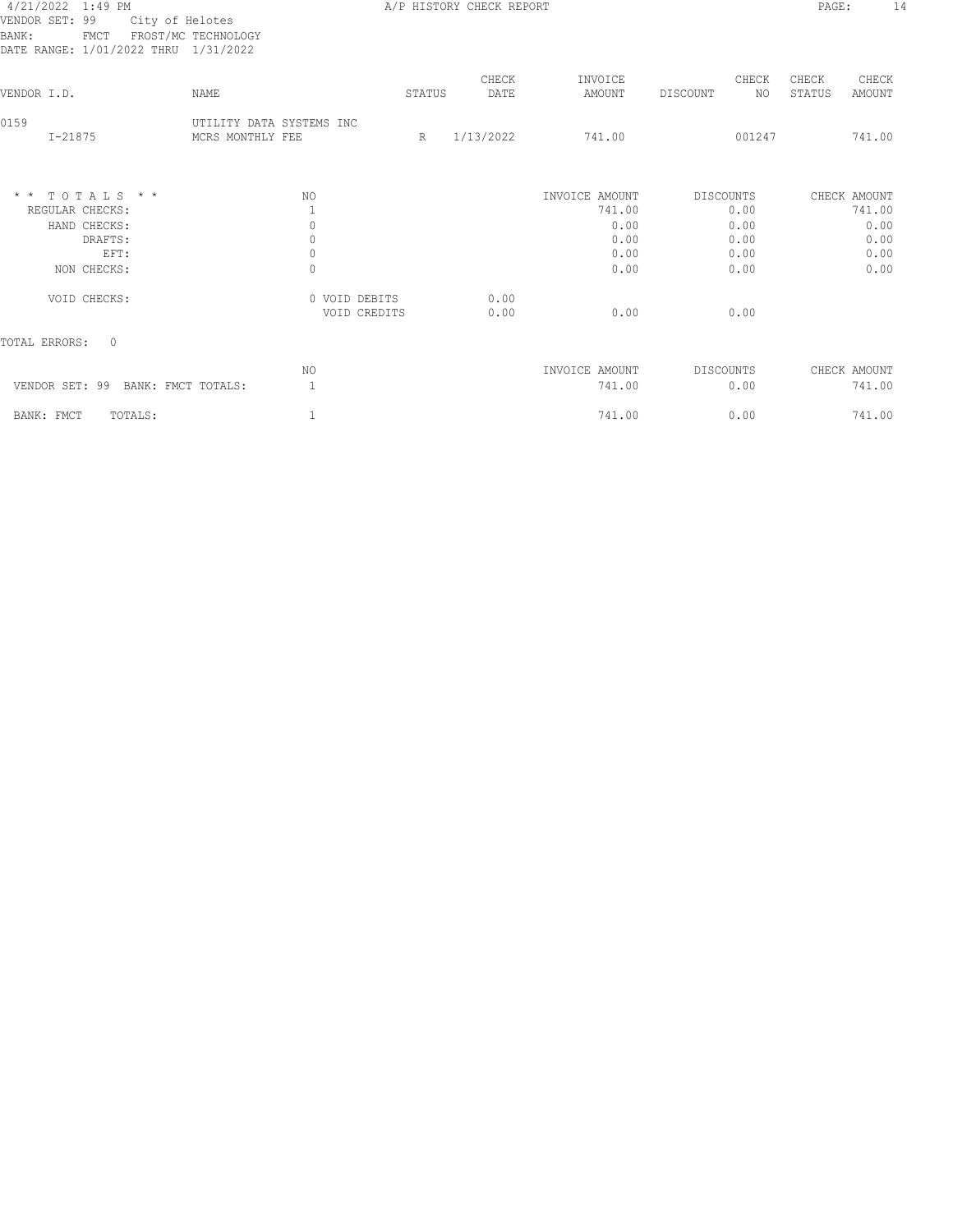4/21/2022 1:49 PM A/P HISTORY CHECK REPORT

VENDOR SET: 99 City of Helotes
BANK: FMCT FROST/MC TECHNOLOGY
DATE RANGE: 1/01/2022 THRU 1/31/2022

| VENDOR I.D. | NAME | STATUS | CHECK DATE | INVOICE AMOUNT | DISCOUNT | CHECK NO | CHECK STATUS | CHECK AMOUNT |
|---|---|---|---|---|---|---|---|---|
| 0159 | UTILITY DATA SYSTEMS INC | | | | | | | |
| I-21875 | MCRS MONTHLY FEE | R | 1/13/2022 | 741.00 | | 001247 | | 741.00 |

| * * TOTALS * * | NO | | | INVOICE AMOUNT | DISCOUNTS | CHECK AMOUNT |
|---|---|---|---|---|---|---|
| REGULAR CHECKS: | 1 | | | 741.00 | 0.00 | 741.00 |
| HAND CHECKS: | 0 | | | 0.00 | 0.00 | 0.00 |
| DRAFTS: | 0 | | | 0.00 | 0.00 | 0.00 |
| EFT: | 0 | | | 0.00 | 0.00 | 0.00 |
| NON CHECKS: | 0 | | | 0.00 | 0.00 | 0.00 |
| VOID CHECKS: | 0 | VOID DEBITS | 0.00 | | | |
| | | VOID CREDITS | 0.00 | 0.00 | 0.00 | |

TOTAL ERRORS: 0

| | NO | INVOICE AMOUNT | DISCOUNTS | CHECK AMOUNT |
|---|---|---|---|---|
| VENDOR SET: 99 BANK: FMCT TOTALS: | 1 | 741.00 | 0.00 | 741.00 |
| BANK: FMCT TOTALS: | 1 | 741.00 | 0.00 | 741.00 |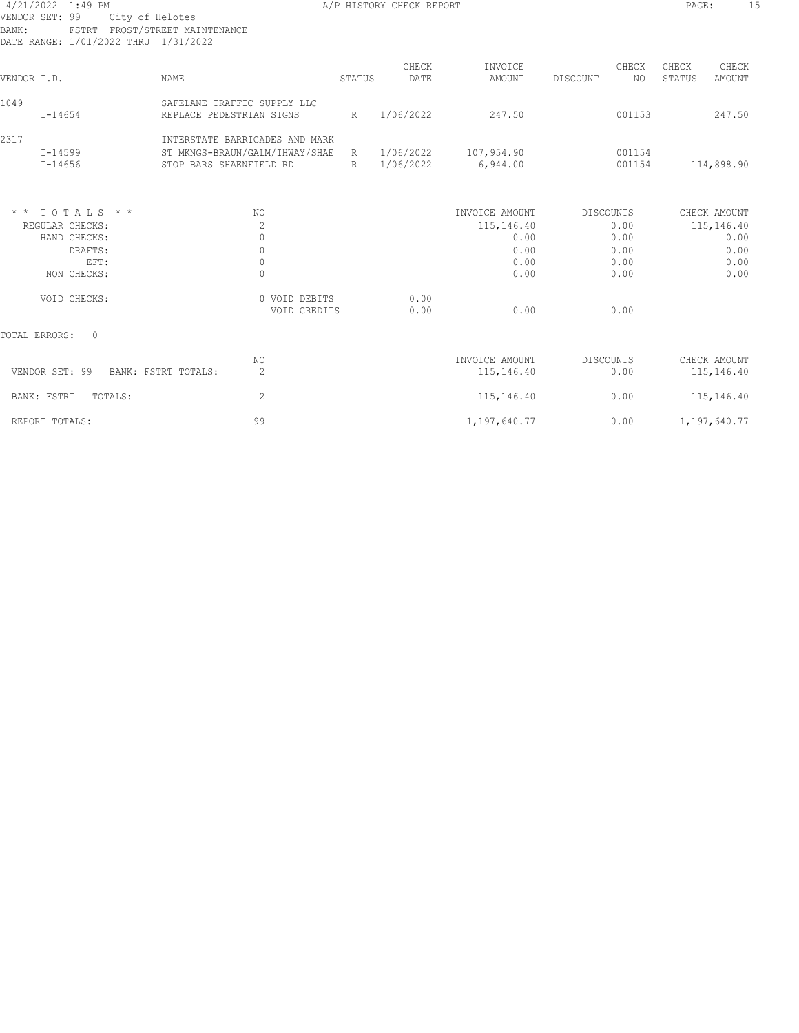4/21/2022 1:49 PM A/P HISTORY CHECK REPORT
VENDOR SET: 99 City of Helotes
BANK: FSTRT FROST/STREET MAINTENANCE
DATE RANGE: 1/01/2022 THRU 1/31/2022

| VENDOR I.D. | NAME | STATUS | CHECK DATE | INVOICE AMOUNT | DISCOUNT | CHECK NO | CHECK STATUS | CHECK AMOUNT |
|---|---|---|---|---|---|---|---|---|
| 1049 | SAFELANE TRAFFIC SUPPLY LLC | | | | | | | |
| I-14654 | REPLACE PEDESTRIAN SIGNS | R | 1/06/2022 | 247.50 | | 001153 | | 247.50 |
| 2317 | INTERSTATE BARRICADES AND MARK | | | | | | | |
| I-14599 | ST MKNGS-BRAUN/GALM/IHWAY/SHAE | R | 1/06/2022 | 107,954.90 | | 001154 | | |
| I-14656 | STOP BARS SHAENFIELD RD | R | 1/06/2022 | 6,944.00 | | 001154 | | 114,898.90 |

| * * T O T A L S * * | NO | | INVOICE AMOUNT | DISCOUNTS | CHECK AMOUNT |
|---|---|---|---|---|---|
| REGULAR CHECKS: | 2 | | 115,146.40 | 0.00 | 115,146.40 |
| HAND CHECKS: | 0 | | 0.00 | 0.00 | 0.00 |
| DRAFTS: | 0 | | 0.00 | 0.00 | 0.00 |
| EFT: | 0 | | 0.00 | 0.00 | 0.00 |
| NON CHECKS: | 0 | | 0.00 | 0.00 | 0.00 |
| VOID CHECKS: | 0 VOID DEBITS | 0.00 | | | |
| | VOID CREDITS | 0.00 | 0.00 | 0.00 | |

TOTAL ERRORS: 0

| | NO | INVOICE AMOUNT | DISCOUNTS | CHECK AMOUNT |
|---|---|---|---|---|
| VENDOR SET: 99 BANK: FSTRT TOTALS: | 2 | 115,146.40 | 0.00 | 115,146.40 |
| BANK: FSTRT TOTALS: | 2 | 115,146.40 | 0.00 | 115,146.40 |
| REPORT TOTALS: | 99 | 1,197,640.77 | 0.00 | 1,197,640.77 |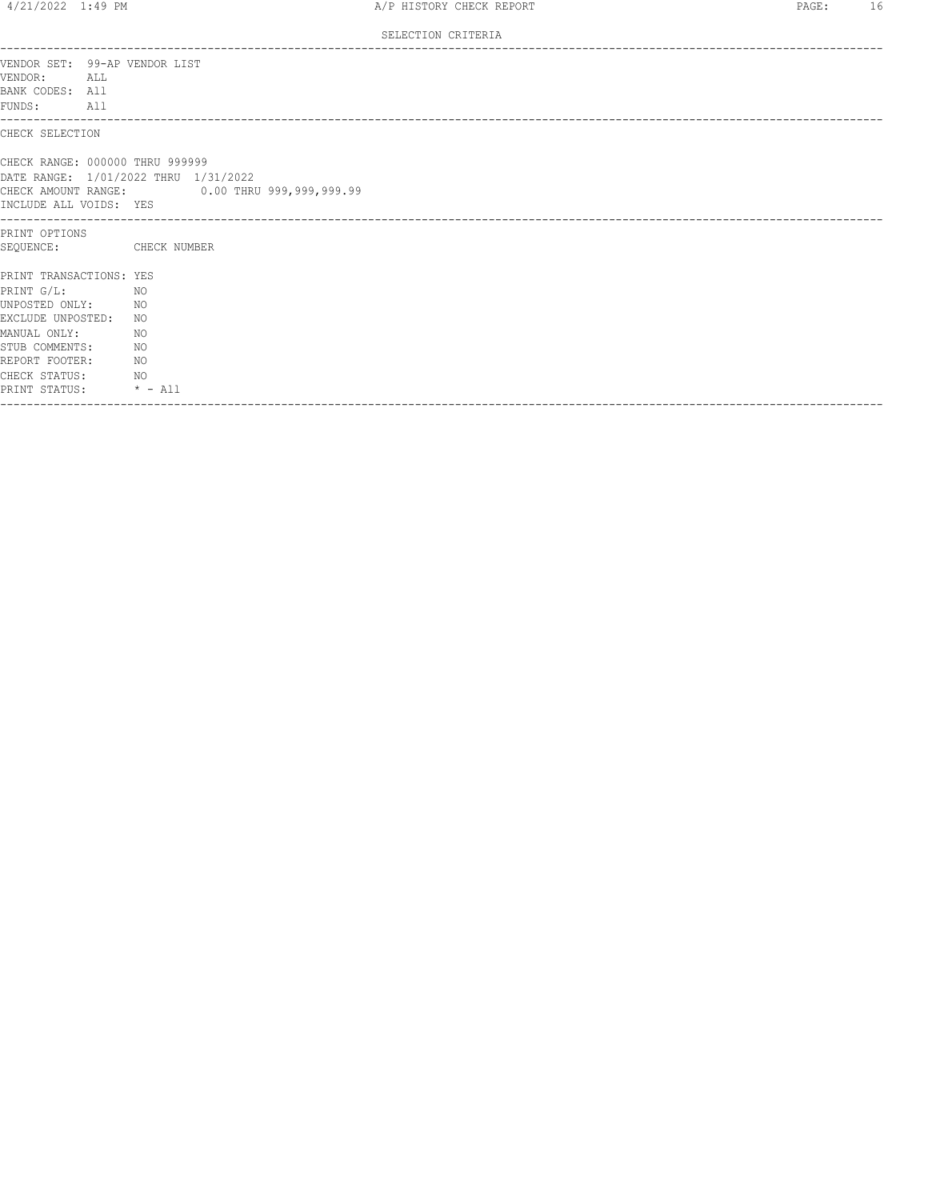SELECTION CRITERIA

---

VENDOR SET: 99-AP VENDOR LIST
VENDOR: ALL
BANK CODES: All
FUNDS: All

---

CHECK SELECTION

CHECK RANGE: 000000 THRU 999999
DATE RANGE: 1/01/2022 THRU 1/31/2022
CHECK AMOUNT RANGE: 0.00 THRU 999,999,999.99
INCLUDE ALL VOIDS: YES

---

PRINT OPTIONS
SEQUENCE: CHECK NUMBER

PRINT TRANSACTIONS: YES
PRINT G/L: NO
UNPOSTED ONLY: NO
EXCLUDE UNPOSTED: NO
MANUAL ONLY: NO
STUB COMMENTS: NO
REPORT FOOTER: NO
CHECK STATUS: NO
PRINT STATUS: * - All

---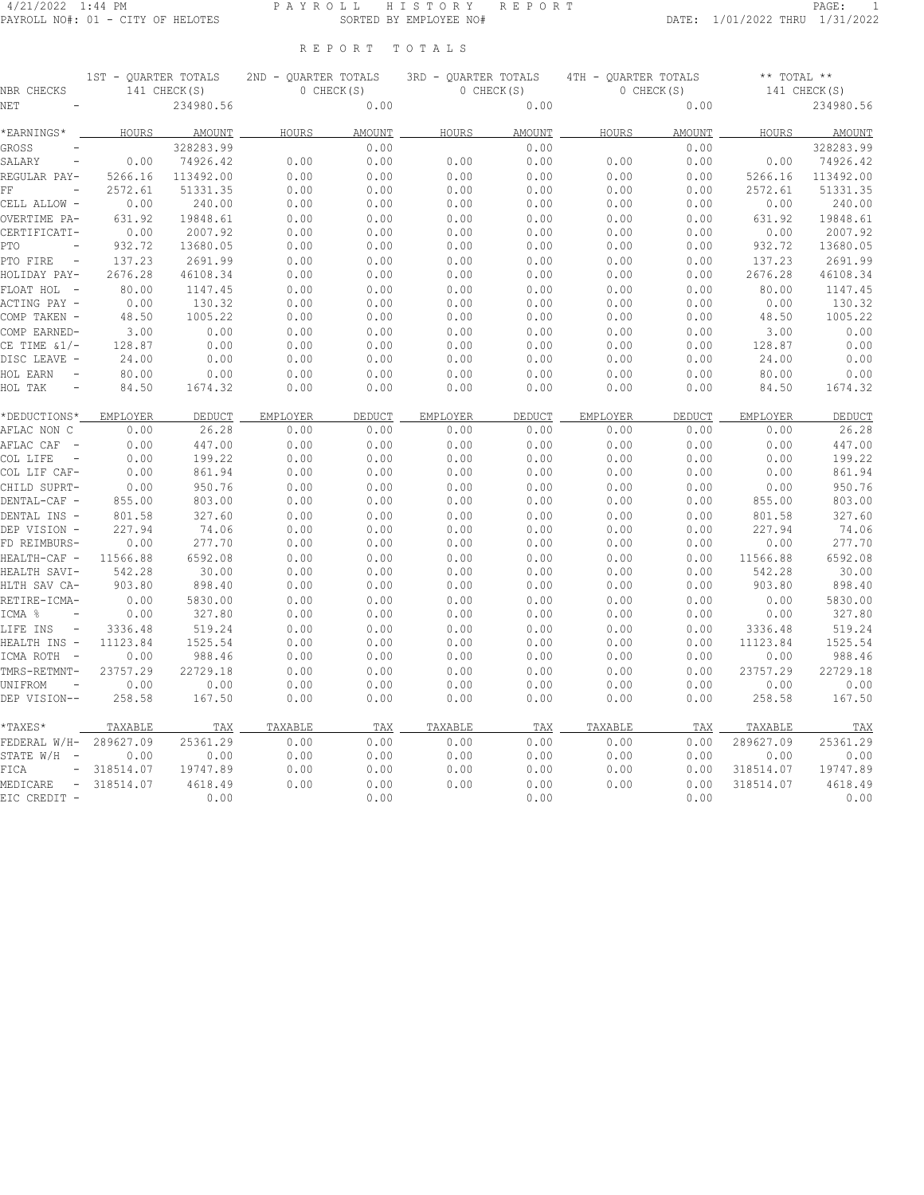# R E P O R T T O T A L S

| NBR CHECKS | 1ST - QUARTER TOTALS | | 2ND - QUARTER TOTALS | | 3RD - QUARTER TOTALS | | 4TH - QUARTER TOTALS | | ** TOTAL ** | |
|---|---|---|---|---|---|---|---|---|---|---|
| | 141 CHECK(S) | | 0 CHECK(S) | | 0 CHECK(S) | | 0 CHECK(S) | | 141 CHECK(S) | |
| NET - | | 234980.56 | | 0.00 | | 0.00 | | 0.00 | | 234980.56 |
| *EARNINGS* | HOURS | AMOUNT | HOURS | AMOUNT | HOURS | AMOUNT | HOURS | AMOUNT | HOURS | AMOUNT |
| GROSS - | | 328283.99 | | 0.00 | | 0.00 | | 0.00 | | 328283.99 |
| SALARY - | 0.00 | 74926.42 | 0.00 | 0.00 | 0.00 | 0.00 | 0.00 | 0.00 | 0.00 | 74926.42 |
| REGULAR PAY- | 5266.16 | 113492.00 | 0.00 | 0.00 | 0.00 | 0.00 | 0.00 | 0.00 | 5266.16 | 113492.00 |
| FF - | 2572.61 | 51331.35 | 0.00 | 0.00 | 0.00 | 0.00 | 0.00 | 0.00 | 2572.61 | 51331.35 |
| CELL ALLOW - | 0.00 | 240.00 | 0.00 | 0.00 | 0.00 | 0.00 | 0.00 | 0.00 | 0.00 | 240.00 |
| OVERTIME PA- | 631.92 | 19848.61 | 0.00 | 0.00 | 0.00 | 0.00 | 0.00 | 0.00 | 631.92 | 19848.61 |
| CERTIFICATI- | 0.00 | 2007.92 | 0.00 | 0.00 | 0.00 | 0.00 | 0.00 | 0.00 | 0.00 | 2007.92 |
| PTO - | 932.72 | 13680.05 | 0.00 | 0.00 | 0.00 | 0.00 | 0.00 | 0.00 | 932.72 | 13680.05 |
| PTO FIRE - | 137.23 | 2691.99 | 0.00 | 0.00 | 0.00 | 0.00 | 0.00 | 0.00 | 137.23 | 2691.99 |
| HOLIDAY PAY- | 2676.28 | 46108.34 | 0.00 | 0.00 | 0.00 | 0.00 | 0.00 | 0.00 | 2676.28 | 46108.34 |
| FLOAT HOL - | 80.00 | 1147.45 | 0.00 | 0.00 | 0.00 | 0.00 | 0.00 | 0.00 | 80.00 | 1147.45 |
| ACTING PAY - | 0.00 | 130.32 | 0.00 | 0.00 | 0.00 | 0.00 | 0.00 | 0.00 | 0.00 | 130.32 |
| COMP TAKEN - | 48.50 | 1005.22 | 0.00 | 0.00 | 0.00 | 0.00 | 0.00 | 0.00 | 48.50 | 1005.22 |
| COMP EARNED- | 3.00 | 0.00 | 0.00 | 0.00 | 0.00 | 0.00 | 0.00 | 0.00 | 3.00 | 0.00 |
| CE TIME &1/- | 128.87 | 0.00 | 0.00 | 0.00 | 0.00 | 0.00 | 0.00 | 0.00 | 128.87 | 0.00 |
| DISC LEAVE - | 24.00 | 0.00 | 0.00 | 0.00 | 0.00 | 0.00 | 0.00 | 0.00 | 24.00 | 0.00 |
| HOL EARN - | 80.00 | 0.00 | 0.00 | 0.00 | 0.00 | 0.00 | 0.00 | 0.00 | 80.00 | 0.00 |
| HOL TAK - | 84.50 | 1674.32 | 0.00 | 0.00 | 0.00 | 0.00 | 0.00 | 0.00 | 84.50 | 1674.32 |
| *DEDUCTIONS* | EMPLOYER | DEDUCT | EMPLOYER | DEDUCT | EMPLOYER | DEDUCT | EMPLOYER | DEDUCT | EMPLOYER | DEDUCT |
| AFLAC NON C | 0.00 | 26.28 | 0.00 | 0.00 | 0.00 | 0.00 | 0.00 | 0.00 | 0.00 | 26.28 |
| AFLAC CAF - | 0.00 | 447.00 | 0.00 | 0.00 | 0.00 | 0.00 | 0.00 | 0.00 | 0.00 | 447.00 |
| COL LIFE - | 0.00 | 199.22 | 0.00 | 0.00 | 0.00 | 0.00 | 0.00 | 0.00 | 0.00 | 199.22 |
| COL LIF CAF- | 0.00 | 861.94 | 0.00 | 0.00 | 0.00 | 0.00 | 0.00 | 0.00 | 0.00 | 861.94 |
| CHILD SUPRT- | 0.00 | 950.76 | 0.00 | 0.00 | 0.00 | 0.00 | 0.00 | 0.00 | 0.00 | 950.76 |
| DENTAL-CAF - | 855.00 | 803.00 | 0.00 | 0.00 | 0.00 | 0.00 | 0.00 | 0.00 | 855.00 | 803.00 |
| DENTAL INS - | 801.58 | 327.60 | 0.00 | 0.00 | 0.00 | 0.00 | 0.00 | 0.00 | 801.58 | 327.60 |
| DEP VISION - | 227.94 | 74.06 | 0.00 | 0.00 | 0.00 | 0.00 | 0.00 | 0.00 | 227.94 | 74.06 |
| FD REIMBURS- | 0.00 | 277.70 | 0.00 | 0.00 | 0.00 | 0.00 | 0.00 | 0.00 | 0.00 | 277.70 |
| HEALTH-CAF - | 11566.88 | 6592.08 | 0.00 | 0.00 | 0.00 | 0.00 | 0.00 | 0.00 | 11566.88 | 6592.08 |
| HEALTH SAVI- | 542.28 | 30.00 | 0.00 | 0.00 | 0.00 | 0.00 | 0.00 | 0.00 | 542.28 | 30.00 |
| HLTH SAV CA- | 903.80 | 898.40 | 0.00 | 0.00 | 0.00 | 0.00 | 0.00 | 0.00 | 903.80 | 898.40 |
| RETIRE-ICMA- | 0.00 | 5830.00 | 0.00 | 0.00 | 0.00 | 0.00 | 0.00 | 0.00 | 0.00 | 5830.00 |
| ICMA % - | 0.00 | 327.80 | 0.00 | 0.00 | 0.00 | 0.00 | 0.00 | 0.00 | 0.00 | 327.80 |
| LIFE INS - | 3336.48 | 519.24 | 0.00 | 0.00 | 0.00 | 0.00 | 0.00 | 0.00 | 3336.48 | 519.24 |
| HEALTH INS - | 11123.84 | 1525.54 | 0.00 | 0.00 | 0.00 | 0.00 | 0.00 | 0.00 | 11123.84 | 1525.54 |
| ICMA ROTH - | 0.00 | 988.46 | 0.00 | 0.00 | 0.00 | 0.00 | 0.00 | 0.00 | 0.00 | 988.46 |
| TMRS-RETMNT- | 23757.29 | 22729.18 | 0.00 | 0.00 | 0.00 | 0.00 | 0.00 | 0.00 | 23757.29 | 22729.18 |
| UNIFROM - | 0.00 | 0.00 | 0.00 | 0.00 | 0.00 | 0.00 | 0.00 | 0.00 | 0.00 | 0.00 |
| DEP VISION-- | 258.58 | 167.50 | 0.00 | 0.00 | 0.00 | 0.00 | 0.00 | 0.00 | 258.58 | 167.50 |
| *TAXES* | TAXABLE | TAX | TAXABLE | TAX | TAXABLE | TAX | TAXABLE | TAX | TAXABLE | TAX |
| FEDERAL W/H- | 289627.09 | 25361.29 | 0.00 | 0.00 | 0.00 | 0.00 | 0.00 | 0.00 | 289627.09 | 25361.29 |
| STATE W/H - | 0.00 | 0.00 | 0.00 | 0.00 | 0.00 | 0.00 | 0.00 | 0.00 | 0.00 | 0.00 |
| FICA - | 318514.07 | 19747.89 | 0.00 | 0.00 | 0.00 | 0.00 | 0.00 | 0.00 | 318514.07 | 19747.89 |
| MEDICARE - | 318514.07 | 4618.49 | 0.00 | 0.00 | 0.00 | 0.00 | 0.00 | 0.00 | 318514.07 | 4618.49 |
| EIC CREDIT - | | 0.00 | | 0.00 | | 0.00 | | 0.00 | | 0.00 |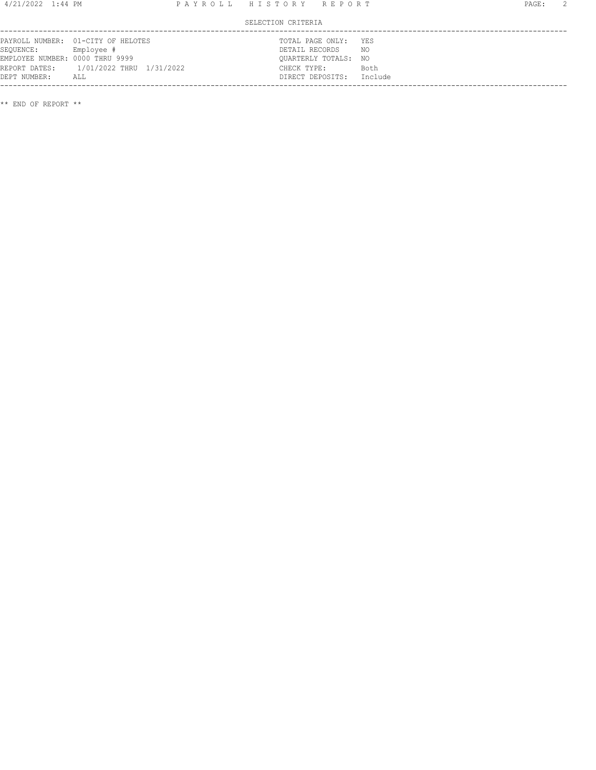SELECTION CRITERIA

| | | | |
|---|---|---|---|
| PAYROLL NUMBER: | 01-CITY OF HELOTES | TOTAL PAGE ONLY: | YES |
| SEQUENCE: | Employee # | DETAIL RECORDS | NO |
| EMPLOYEE NUMBER: | 0000 THRU 9999 | QUARTERLY TOTALS: | NO |
| REPORT DATES: | 1/01/2022 THRU 1/31/2022 | CHECK TYPE: | Both |
| DEPT NUMBER: | ALL | DIRECT DEPOSITS: | Include |

** END OF REPORT **